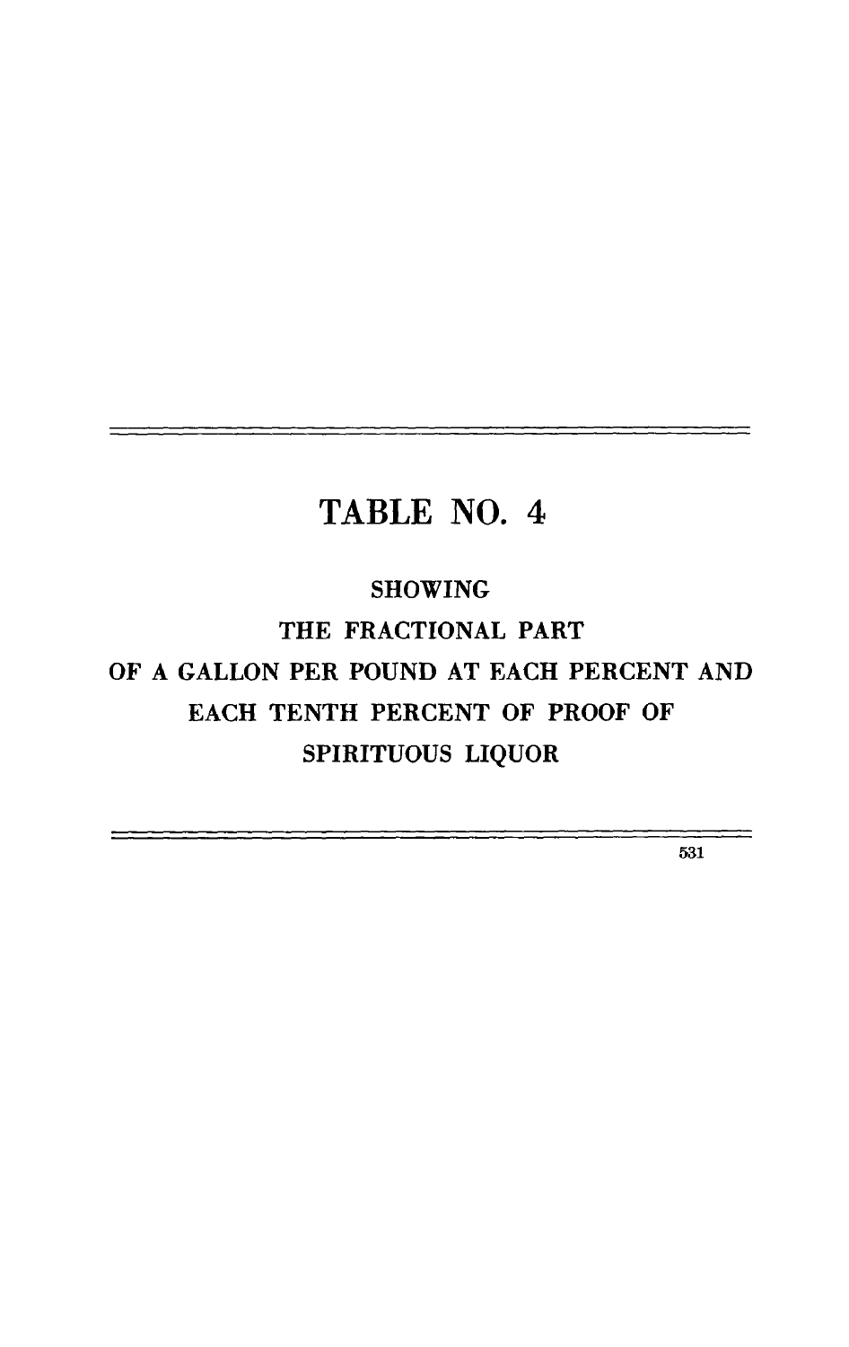# TABLE NO. 4

SHOWING

THE FRACTIONAL PART

OF A GALLON PER POUND AT EACH PERCENT AND EACH TENTH PERCENT OF PROOF OF SPIRITUOUS LIQUOR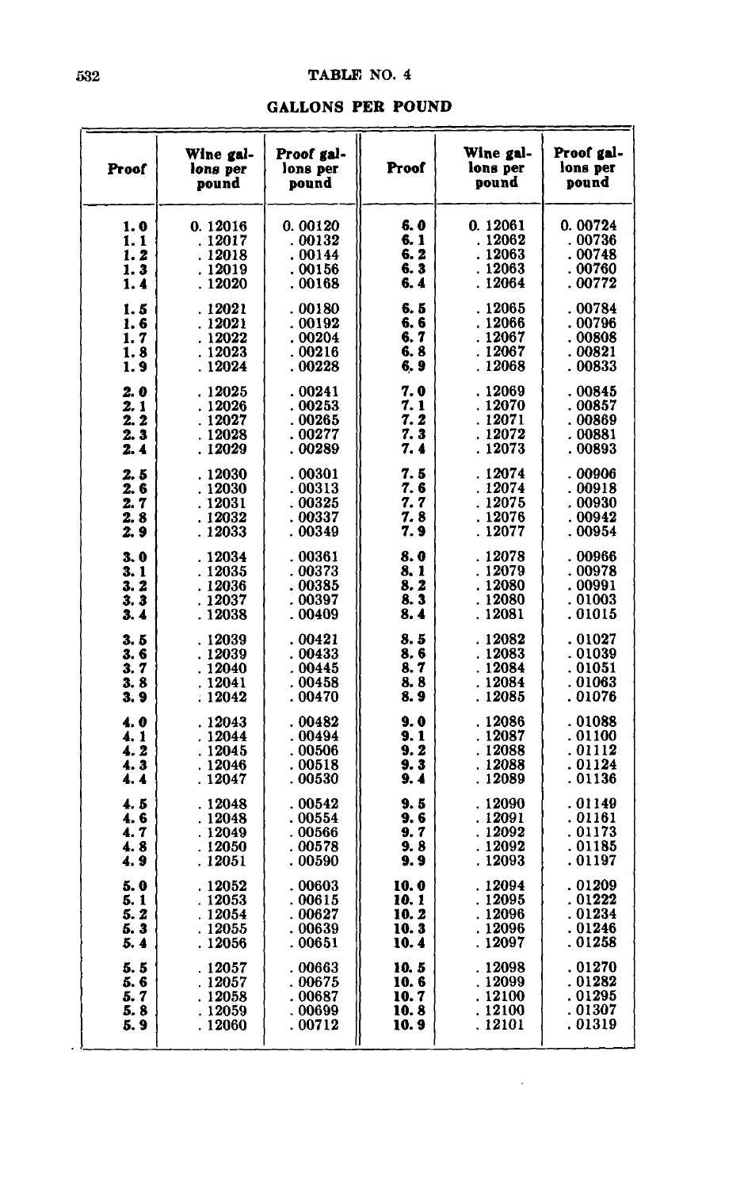## TABLE NO. 4

### GALLONS PER POUND

| Proof | Wine gallons per pound | Proof gallons per pound | Proof | Wine gallons per pound | Proof gallons per pound |
|---|---|---|---|---|---|
| 1.0 | 0.12016 | 0.00120 | 6.0 | 0.12061 | 0.00724 |
| 1.1 | .12017 | .00132 | 6.1 | .12062 | .00736 |
| 1.2 | .12018 | .00144 | 6.2 | .12063 | .00748 |
| 1.3 | .12019 | .00156 | 6.3 | .12063 | .00760 |
| 1.4 | .12020 | .00168 | 6.4 | .12064 | .00772 |
| 1.5 | .12021 | .00180 | 6.5 | .12065 | .00784 |
| 1.6 | .12021 | .00192 | 6.6 | .12066 | .00796 |
| 1.7 | .12022 | .00204 | 6.7 | .12067 | .00808 |
| 1.8 | .12023 | .00216 | 6.8 | .12067 | .00821 |
| 1.9 | .12024 | .00228 | 6.9 | .12068 | .00833 |
| 2.0 | .12025 | .00241 | 7.0 | .12069 | .00845 |
| 2.1 | .12026 | .00253 | 7.1 | .12070 | .00857 |
| 2.2 | .12027 | .00265 | 7.2 | .12071 | .00869 |
| 2.3 | .12028 | .00277 | 7.3 | .12072 | .00881 |
| 2.4 | .12029 | .00289 | 7.4 | .12073 | .00893 |
| 2.5 | .12030 | .00301 | 7.5 | .12074 | .00906 |
| 2.6 | .12030 | .00313 | 7.6 | .12074 | .00918 |
| 2.7 | .12031 | .00325 | 7.7 | .12075 | .00930 |
| 2.8 | .12032 | .00337 | 7.8 | .12076 | .00942 |
| 2.9 | .12033 | .00349 | 7.9 | .12077 | .00954 |
| 3.0 | .12034 | .00361 | 8.0 | .12078 | .00966 |
| 3.1 | .12035 | .00373 | 8.1 | .12079 | .00978 |
| 3.2 | .12036 | .00385 | 8.2 | .12080 | .00991 |
| 3.3 | .12037 | .00397 | 8.3 | .12080 | .01003 |
| 3.4 | .12038 | .00409 | 8.4 | .12081 | .01015 |
| 3.5 | .12039 | .00421 | 8.5 | .12082 | .01027 |
| 3.6 | .12039 | .00433 | 8.6 | .12083 | .01039 |
| 3.7 | .12040 | .00445 | 8.7 | .12084 | .01051 |
| 3.8 | .12041 | .00458 | 8.8 | .12084 | .01063 |
| 3.9 | .12042 | .00470 | 8.9 | .12085 | .01076 |
| 4.0 | .12043 | .00482 | 9.0 | .12086 | .01088 |
| 4.1 | .12044 | .00494 | 9.1 | .12087 | .01100 |
| 4.2 | .12045 | .00506 | 9.2 | .12088 | .01112 |
| 4.3 | .12046 | .00518 | 9.3 | .12088 | .01124 |
| 4.4 | .12047 | .00530 | 9.4 | .12089 | .01136 |
| 4.5 | .12048 | .00542 | 9.5 | .12090 | .01149 |
| 4.6 | .12048 | .00554 | 9.6 | .12091 | .01161 |
| 4.7 | .12049 | .00566 | 9.7 | .12092 | .01173 |
| 4.8 | .12050 | .00578 | 9.8 | .12092 | .01185 |
| 4.9 | .12051 | .00590 | 9.9 | .12093 | .01197 |
| 5.0 | .12052 | .00603 | 10.0 | .12094 | .01209 |
| 5.1 | .12053 | .00615 | 10.1 | .12095 | .01222 |
| 5.2 | .12054 | .00627 | 10.2 | .12096 | .01234 |
| 5.3 | .12055 | .00639 | 10.3 | .12096 | .01246 |
| 5.4 | .12056 | .00651 | 10.4 | .12097 | .01258 |
| 5.5 | .12057 | .00663 | 10.5 | .12098 | .01270 |
| 5.6 | .12057 | .00675 | 10.6 | .12099 | .01282 |
| 5.7 | .12058 | .00687 | 10.7 | .12100 | .01295 |
| 5.8 | .12059 | .00699 | 10.8 | .12100 | .01307 |
| 5.9 | .12060 | .00712 | 10.9 | .12101 | .01319 |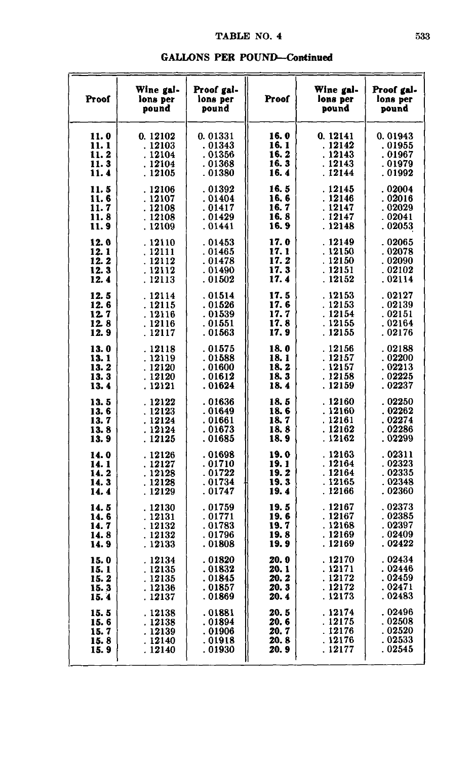## TABLE NO. 4

### GALLONS PER POUND—*Continued*

| Proof | Wine gallons per pound | Proof gallons per pound | Proof | Wine gallons per pound | Proof gallons per pound |
|---|---|---|---|---|---|
| **11.0** | 0.12102 | 0.01331 | **16.0** | 0.12141 | 0.01943 |
| **11.1** | .12103 | .01343 | **16.1** | .12142 | .01955 |
| **11.2** | .12104 | .01356 | **16.2** | .12143 | .01967 |
| **11.3** | .12104 | .01368 | **16.3** | .12143 | .01979 |
| **11.4** | .12105 | .01380 | **16.4** | .12144 | .01992 |
| **11.5** | .12106 | .01392 | **16.5** | .12145 | .02004 |
| **11.6** | .12107 | .01404 | **16.6** | .12146 | .02016 |
| **11.7** | .12108 | .01417 | **16.7** | .12147 | .02029 |
| **11.8** | .12108 | .01429 | **16.8** | .12147 | .02041 |
| **11.9** | .12109 | .01441 | **16.9** | .12148 | .02053 |
| **12.0** | .12110 | .01453 | **17.0** | .12149 | .02065 |
| **12.1** | .12111 | .01465 | **17.1** | .12150 | .02078 |
| **12.2** | .12112 | .01478 | **17.2** | .12150 | .02090 |
| **12.3** | .12112 | .01490 | **17.3** | .12151 | .02102 |
| **12.4** | .12113 | .01502 | **17.4** | .12152 | .02114 |
| **12.5** | .12114 | .01514 | **17.5** | .12153 | .02127 |
| **12.6** | .12115 | .01526 | **17.6** | .12153 | .02139 |
| **12.7** | .12116 | .01539 | **17.7** | .12154 | .02151 |
| **12.8** | .12116 | .01551 | **17.8** | .12155 | .02164 |
| **12.9** | .12117 | .01563 | **17.9** | .12155 | .02176 |
| **13.0** | .12118 | .01575 | **18.0** | .12156 | .02188 |
| **13.1** | .12119 | .01588 | **18.1** | .12157 | .02200 |
| **13.2** | .12120 | .01600 | **18.2** | .12157 | .02213 |
| **13.3** | .12120 | .01612 | **18.3** | .12158 | .02225 |
| **13.4** | .12121 | .01624 | **18.4** | .12159 | .02237 |
| **13.5** | .12122 | .01636 | **18.5** | .12160 | .02250 |
| **13.6** | .12123 | .01649 | **18.6** | .12160 | .02262 |
| **13.7** | .12124 | .01661 | **18.7** | .12161 | .02274 |
| **13.8** | .12124 | .01673 | **18.8** | .12162 | .02286 |
| **13.9** | .12125 | .01685 | **18.9** | .12162 | .02299 |
| **14.0** | .12126 | .01698 | **19.0** | .12163 | .02311 |
| **14.1** | .12127 | .01710 | **19.1** | .12164 | .02323 |
| **14.2** | .12128 | .01722 | **19.2** | .12164 | .02335 |
| **14.3** | .12128 | .01734 | **19.3** | .12165 | .02348 |
| **14.4** | .12129 | .01747 | **19.4** | .12166 | .02360 |
| **14.5** | .12130 | .01759 | **19.5** | .12167 | .02373 |
| **14.6** | .12131 | .01771 | **19.6** | .12167 | .02385 |
| **14.7** | .12132 | .01783 | **19.7** | .12168 | .02397 |
| **14.8** | .12132 | .01796 | **19.8** | .12169 | .02409 |
| **14.9** | .12133 | .01808 | **19.9** | .12169 | .02422 |
| **15.0** | .12134 | .01820 | **20.0** | .12170 | .02434 |
| **15.1** | .12135 | .01832 | **20.1** | .12171 | .02446 |
| **15.2** | .12135 | .01845 | **20.2** | .12172 | .02459 |
| **15.3** | .12136 | .01857 | **20.3** | .12172 | .02471 |
| **15.4** | .12137 | .01869 | **20.4** | .12173 | .02483 |
| **15.5** | .12138 | .01881 | **20.5** | .12174 | .02496 |
| **15.6** | .12138 | .01894 | **20.6** | .12175 | .02508 |
| **15.7** | .12139 | .01906 | **20.7** | .12176 | .02520 |
| **15.8** | .12140 | .01918 | **20.8** | .12176 | .02533 |
| **15.9** | .12140 | .01930 | **20.9** | .12177 | .02545 |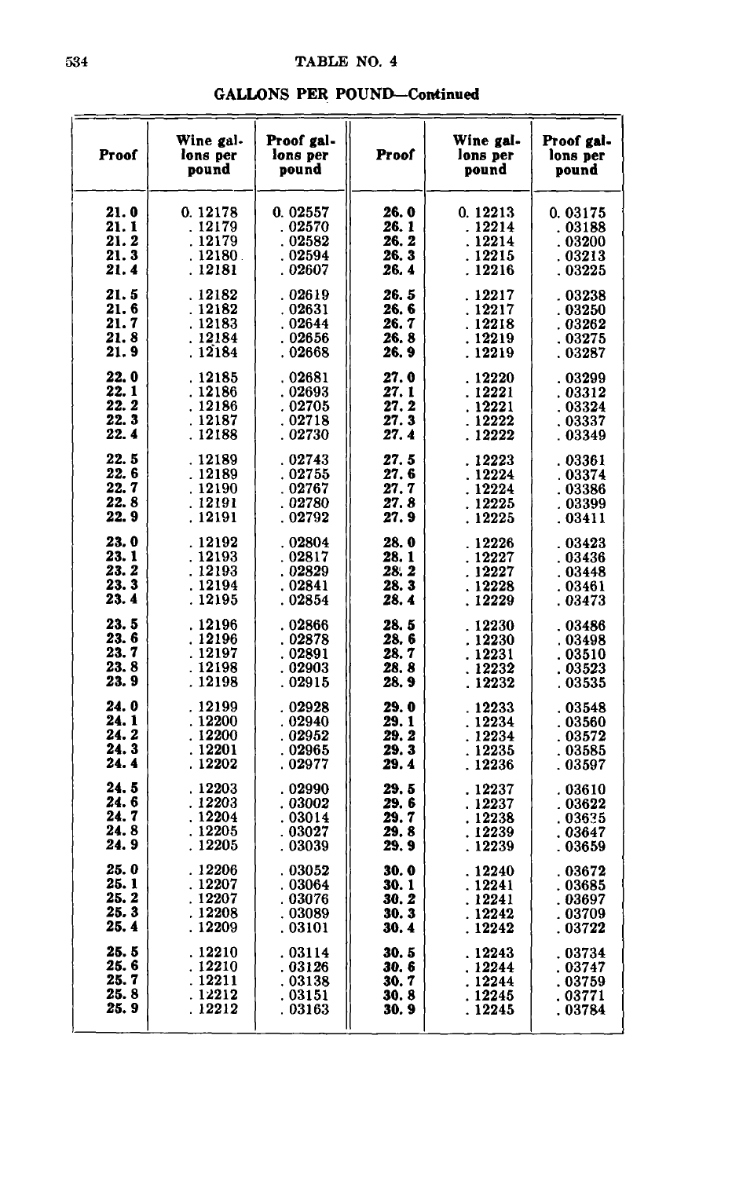# TABLE NO. 4

## GALLONS PER POUND—Continued

| Proof | Wine gallons per pound | Proof gallons per pound | Proof | Wine gallons per pound | Proof gallons per pound |
|---|---|---|---|---|---|
| 21.0 | 0.12178 | 0.02557 | 26.0 | 0.12213 | 0.03175 |
| 21.1 | .12179 | .02570 | 26.1 | .12214 | .03188 |
| 21.2 | .12179 | .02582 | 26.2 | .12214 | .03200 |
| 21.3 | .12180 | .02594 | 26.3 | .12215 | .03213 |
| 21.4 | .12181 | .02607 | 26.4 | .12216 | .03225 |
| 21.5 | .12182 | .02619 | 26.5 | .12217 | .03238 |
| 21.6 | .12182 | .02631 | 26.6 | .12217 | .03250 |
| 21.7 | .12183 | .02644 | 26.7 | .12218 | .03262 |
| 21.8 | .12184 | .02656 | 26.8 | .12219 | .03275 |
| 21.9 | .12184 | .02668 | 26.9 | .12219 | .03287 |
| 22.0 | .12185 | .02681 | 27.0 | .12220 | .03299 |
| 22.1 | .12186 | .02693 | 27.1 | .12221 | .03312 |
| 22.2 | .12186 | .02705 | 27.2 | .12221 | .03324 |
| 22.3 | .12187 | .02718 | 27.3 | .12222 | .03337 |
| 22.4 | .12188 | .02730 | 27.4 | .12222 | .03349 |
| 22.5 | .12189 | .02743 | 27.5 | .12223 | .03361 |
| 22.6 | .12189 | .02755 | 27.6 | .12224 | .03374 |
| 22.7 | .12190 | .02767 | 27.7 | .12224 | .03386 |
| 22.8 | .12191 | .02780 | 27.8 | .12225 | .03399 |
| 22.9 | .12191 | .02792 | 27.9 | .12225 | .03411 |
| 23.0 | .12192 | .02804 | 28.0 | .12226 | .03423 |
| 23.1 | .12193 | .02817 | 28.1 | .12227 | .03436 |
| 23.2 | .12193 | .02829 | 28.2 | .12227 | .03448 |
| 23.3 | .12194 | .02841 | 28.3 | .12228 | .03461 |
| 23.4 | .12195 | .02854 | 28.4 | .12229 | .03473 |
| 23.5 | .12196 | .02866 | 28.5 | .12230 | .03486 |
| 23.6 | .12196 | .02878 | 28.6 | .12230 | .03498 |
| 23.7 | .12197 | .02891 | 28.7 | .12231 | .03510 |
| 23.8 | .12198 | .02903 | 28.8 | .12232 | .03523 |
| 23.9 | .12198 | .02915 | 28.9 | .12232 | .03535 |
| 24.0 | .12199 | .02928 | 29.0 | .12233 | .03548 |
| 24.1 | .12200 | .02940 | 29.1 | .12234 | .03560 |
| 24.2 | .12200 | .02952 | 29.2 | .12234 | .03572 |
| 24.3 | .12201 | .02965 | 29.3 | .12235 | .03585 |
| 24.4 | .12202 | .02977 | 29.4 | .12236 | .03597 |
| 24.5 | .12203 | .02990 | 29.5 | .12237 | .03610 |
| 24.6 | .12203 | .03002 | 29.6 | .12237 | .03622 |
| 24.7 | .12204 | .03014 | 29.7 | .12238 | .03635 |
| 24.8 | .12205 | .03027 | 29.8 | .12239 | .03647 |
| 24.9 | .12205 | .03039 | 29.9 | .12239 | .03659 |
| 25.0 | .12206 | .03052 | 30.0 | .12240 | .03672 |
| 25.1 | .12207 | .03064 | 30.1 | .12241 | .03685 |
| 25.2 | .12207 | .03076 | 30.2 | .12241 | .03697 |
| 25.3 | .12208 | .03089 | 30.3 | .12242 | .03709 |
| 25.4 | .12209 | .03101 | 30.4 | .12242 | .03722 |
| 25.5 | .12210 | .03114 | 30.5 | .12243 | .03734 |
| 25.6 | .12210 | .03126 | 30.6 | .12244 | .03747 |
| 25.7 | .12211 | .03138 | 30.7 | .12244 | .03759 |
| 25.8 | .12212 | .03151 | 30.8 | .12245 | .03771 |
| 25.9 | .12212 | .03163 | 30.9 | .12245 | .03784 |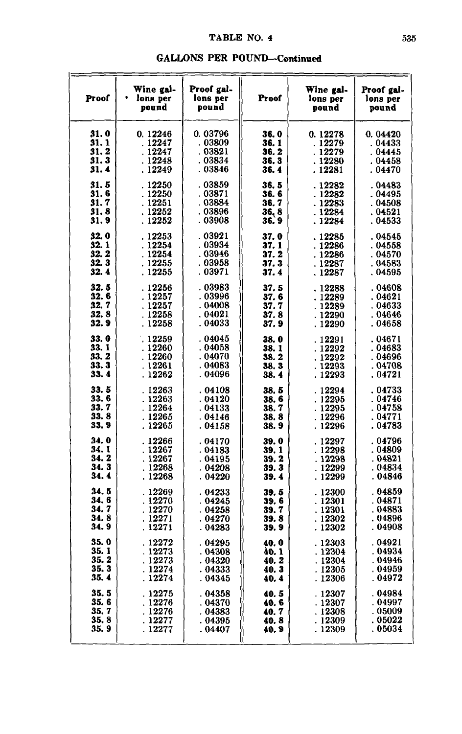## TABLE NO. 4

### GALLONS PER POUND—Continued

| Proof | Wine gallons per pound | Proof gallons per pound | Proof | Wine gallons per pound | Proof gallons per pound |
|---|---|---|---|---|---|
| 31.0 | 0.12246 | 0.03796 | 36.0 | 0.12278 | 0.04420 |
| 31.1 | .12247 | .03809 | 36.1 | .12279 | .04433 |
| 31.2 | .12247 | .03821 | 36.2 | .12279 | .04445 |
| 31.3 | .12248 | .03834 | 36.3 | .12280 | .04458 |
| 31.4 | .12249 | .03846 | 36.4 | .12281 | .04470 |
| 31.5 | .12250 | .03859 | 36.5 | .12282 | .04483 |
| 31.6 | .12250 | .03871 | 36.6 | .12282 | .04495 |
| 31.7 | .12251 | .03884 | 36.7 | .12283 | .04508 |
| 31.8 | .12252 | .03896 | 36.8 | .12284 | .04521 |
| 31.9 | .12252 | .03908 | 36.9 | .12284 | .04533 |
| 32.0 | .12253 | .03921 | 37.0 | .12285 | .04545 |
| 32.1 | .12254 | .03934 | 37.1 | .12286 | .04558 |
| 32.2 | .12254 | .03946 | 37.2 | .12286 | .04570 |
| 32.3 | .12255 | .03958 | 37.3 | .12287 | .04583 |
| 32.4 | .12255 | .03971 | 37.4 | .12287 | .04595 |
| 32.5 | .12256 | .03983 | 37.5 | .12288 | .04608 |
| 32.6 | .12257 | .03996 | 37.6 | .12289 | .04621 |
| 32.7 | .12257 | .04008 | 37.7 | .12289 | .04633 |
| 32.8 | .12258 | .04021 | 37.8 | .12290 | .04646 |
| 32.9 | .12258 | .04033 | 37.9 | .12290 | .04658 |
| 33.0 | .12259 | .04045 | 38.0 | .12291 | .04671 |
| 33.1 | .12260 | .04058 | 38.1 | .12292 | .04683 |
| 33.2 | .12260 | .04070 | 38.2 | .12292 | .04696 |
| 33.3 | .12261 | .04083 | 38.3 | .12293 | .04708 |
| 33.4 | .12262 | .04096 | 38.4 | .12293 | .04721 |
| 33.5 | .12263 | .04108 | 38.5 | .12294 | .04733 |
| 33.6 | .12263 | .04120 | 38.6 | .12295 | .04746 |
| 33.7 | .12264 | .04133 | 38.7 | .12295 | .04758 |
| 33.8 | .12265 | .04146 | 38.8 | .12296 | .04771 |
| 33.9 | .12265 | .04158 | 38.9 | .12296 | .04783 |
| 34.0 | .12266 | .04170 | 39.0 | .12297 | .04796 |
| 34.1 | .12267 | .04183 | 39.1 | .12298 | .04809 |
| 34.2 | .12267 | .04195 | 39.2 | .12298 | .04821 |
| 34.3 | .12268 | .04208 | 39.3 | .12299 | .04834 |
| 34.4 | .12268 | .04220 | 39.4 | .12299 | .04846 |
| 34.5 | .12269 | .04233 | 39.5 | .12300 | .04859 |
| 34.6 | .12270 | .04245 | 39.6 | .12301 | .04871 |
| 34.7 | .12270 | .04258 | 39.7 | .12301 | .04883 |
| 34.8 | .12271 | .04270 | 39.8 | .12302 | .04896 |
| 34.9 | .12271 | .04283 | 39.9 | .12302 | .04908 |
| 35.0 | .12272 | .04295 | 40.0 | .12303 | .04921 |
| 35.1 | .12273 | .04308 | 40.1 | .12304 | .04934 |
| 35.2 | .12273 | .04320 | 40.2 | .12304 | .04946 |
| 35.3 | .12274 | .04333 | 40.3 | .12305 | .04959 |
| 35.4 | .12274 | .04345 | 40.4 | .12306 | .04972 |
| 35.5 | .12275 | .04358 | 40.5 | .12307 | .04984 |
| 35.6 | .12276 | .04370 | 40.6 | .12307 | .04997 |
| 35.7 | .12276 | .04383 | 40.7 | .12308 | .05009 |
| 35.8 | .12277 | .04395 | 40.8 | .12309 | .05022 |
| 35.9 | .12277 | .04407 | 40.9 | .12309 | .05034 |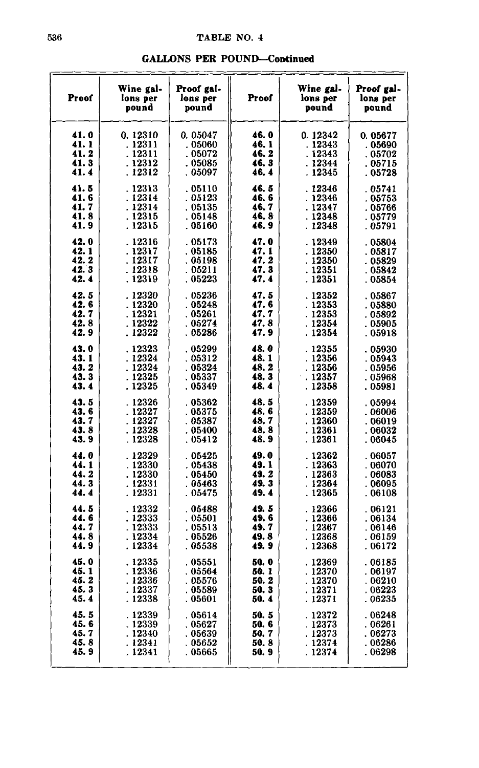# TABLE NO. 4

## GALLONS PER POUND—Continued

| Proof | Wine gallons per pound | Proof gallons per pound | Proof | Wine gallons per pound | Proof gallons per pound |
|---|---|---|---|---|---|
| 41.0 | 0.12310 | 0.05047 | 46.0 | 0.12342 | 0.05677 |
| 41.1 | .12311 | .05060 | 46.1 | .12343 | .05690 |
| 41.2 | .12311 | .05072 | 46.2 | .12343 | .05702 |
| 41.3 | .12312 | .05085 | 46.3 | .12344 | .05715 |
| 41.4 | .12312 | .05097 | 46.4 | .12345 | .05728 |
| 41.5 | .12313 | .05110 | 46.5 | .12346 | .05741 |
| 41.6 | .12314 | .05123 | 46.6 | .12346 | .05753 |
| 41.7 | .12314 | .05135 | 46.7 | .12347 | .05766 |
| 41.8 | .12315 | .05148 | 46.8 | .12348 | .05779 |
| 41.9 | .12315 | .05160 | 46.9 | .12348 | .05791 |
| 42.0 | .12316 | .05173 | 47.0 | .12349 | .05804 |
| 42.1 | .12317 | .05185 | 47.1 | .12350 | .05817 |
| 42.2 | .12317 | .05198 | 47.2 | .12350 | .05829 |
| 42.3 | .12318 | .05211 | 47.3 | .12351 | .05842 |
| 42.4 | .12319 | .05223 | 47.4 | .12351 | .05854 |
| 42.5 | .12320 | .05236 | 47.5 | .12352 | .05867 |
| 42.6 | .12320 | .05248 | 47.6 | .12353 | .05880 |
| 42.7 | .12321 | .05261 | 47.7 | .12353 | .05892 |
| 42.8 | .12322 | .05274 | 47.8 | .12354 | .05905 |
| 42.9 | .12322 | .05286 | 47.9 | .12354 | .05918 |
| 43.0 | .12323 | .05299 | 48.0 | .12355 | .05930 |
| 43.1 | .12324 | .05312 | 48.1 | .12356 | .05943 |
| 43.2 | .12324 | .05324 | 48.2 | .12356 | .05956 |
| 43.3 | .12325 | .05337 | 48.3 | .12357 | .05968 |
| 43.4 | .12325 | .05349 | 48.4 | .12358 | .05981 |
| 43.5 | .12326 | .05362 | 48.5 | .12359 | .05994 |
| 43.6 | .12327 | .05375 | 48.6 | .12359 | .06006 |
| 43.7 | .12327 | .05387 | 48.7 | .12360 | .06019 |
| 43.8 | .12328 | .05400 | 48.8 | .12361 | .06032 |
| 43.9 | .12328 | .05412 | 48.9 | .12361 | .06045 |
| 44.0 | .12329 | .05425 | 49.0 | .12362 | .06057 |
| 44.1 | .12330 | .05438 | 49.1 | .12363 | .06070 |
| 44.2 | .12330 | .05450 | 49.2 | .12363 | .06083 |
| 44.3 | .12331 | .05463 | 49.3 | .12364 | .06095 |
| 44.4 | .12331 | .05475 | 49.4 | .12365 | .06108 |
| 44.5 | .12332 | .05488 | 49.5 | .12366 | .06121 |
| 44.6 | .12333 | .05501 | 49.6 | .12366 | .06134 |
| 44.7 | .12333 | .05513 | 49.7 | .12367 | .06146 |
| 44.8 | .12334 | .05526 | 49.8 | .12368 | .06159 |
| 44.9 | .12334 | .05538 | 49.9 | .12368 | .06172 |
| 45.0 | .12335 | .05551 | 50.0 | .12369 | .06185 |
| 45.1 | .12336 | .05564 | 50.1 | .12370 | .06197 |
| 45.2 | .12336 | .05576 | 50.2 | .12370 | .06210 |
| 45.3 | .12337 | .05589 | 50.3 | .12371 | .06223 |
| 45.4 | .12338 | .05601 | 50.4 | .12371 | .06235 |
| 45.5 | .12339 | .05614 | 50.5 | .12372 | .06248 |
| 45.6 | .12339 | .05627 | 50.6 | .12373 | .06261 |
| 45.7 | .12340 | .05639 | 50.7 | .12373 | .06273 |
| 45.8 | .12341 | .05652 | 50.8 | .12374 | .06286 |
| 45.9 | .12341 | .05665 | 50.9 | .12374 | .06298 |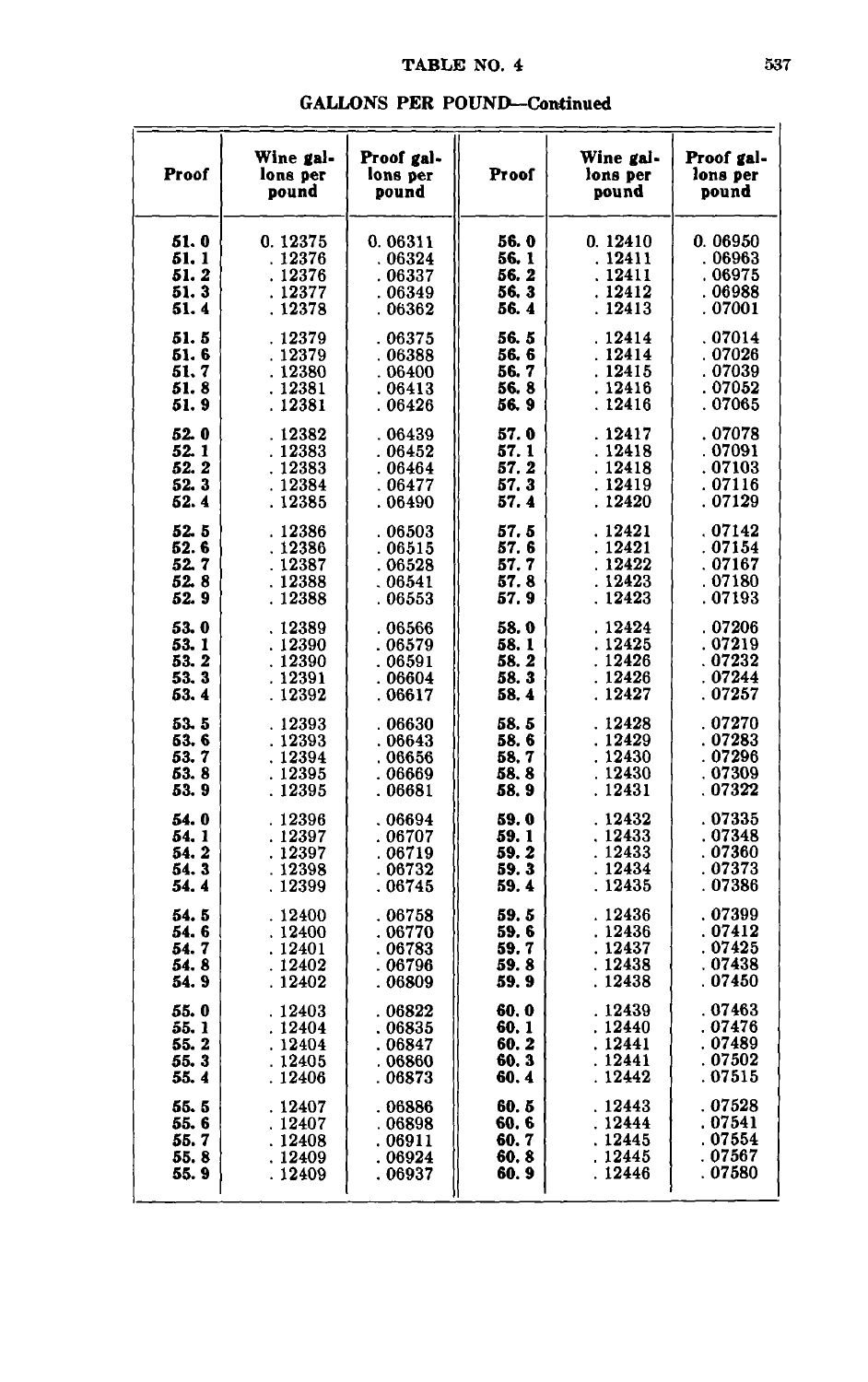## TABLE NO. 4

### GALLONS PER POUND—Continued

| Proof | Wine gallons per pound | Proof gallons per pound | Proof | Wine gallons per pound | Proof gallons per pound |
|---|---|---|---|---|---|
| 51.0 | 0.12375 | 0.06311 | 56.0 | 0.12410 | 0.06950 |
| 51.1 | .12376 | .06324 | 56.1 | .12411 | .06963 |
| 51.2 | .12376 | .06337 | 56.2 | .12411 | .06975 |
| 51.3 | .12377 | .06349 | 56.3 | .12412 | .06988 |
| 51.4 | .12378 | .06362 | 56.4 | .12413 | .07001 |
| 51.5 | .12379 | .06375 | 56.5 | .12414 | .07014 |
| 51.6 | .12379 | .06388 | 56.6 | .12414 | .07026 |
| 51.7 | .12380 | .06400 | 56.7 | .12415 | .07039 |
| 51.8 | .12381 | .06413 | 56.8 | .12416 | .07052 |
| 51.9 | .12381 | .06426 | 56.9 | .12416 | .07065 |
| 52.0 | .12382 | .06439 | 57.0 | .12417 | .07078 |
| 52.1 | .12383 | .06452 | 57.1 | .12418 | .07091 |
| 52.2 | .12383 | .06464 | 57.2 | .12418 | .07103 |
| 52.3 | .12384 | .06477 | 57.3 | .12419 | .07116 |
| 52.4 | .12385 | .06490 | 57.4 | .12420 | .07129 |
| 52.5 | .12386 | .06503 | 57.5 | .12421 | .07142 |
| 52.6 | .12386 | .06515 | 57.6 | .12421 | .07154 |
| 52.7 | .12387 | .06528 | 57.7 | .12422 | .07167 |
| 52.8 | .12388 | .06541 | 57.8 | .12423 | .07180 |
| 52.9 | .12388 | .06553 | 57.9 | .12423 | .07193 |
| 53.0 | .12389 | .06566 | 58.0 | .12424 | .07206 |
| 53.1 | .12390 | .06579 | 58.1 | .12425 | .07219 |
| 53.2 | .12390 | .06591 | 58.2 | .12426 | .07232 |
| 53.3 | .12391 | .06604 | 58.3 | .12426 | .07244 |
| 53.4 | .12392 | .06617 | 58.4 | .12427 | .07257 |
| 53.5 | .12393 | .06630 | 58.5 | .12428 | .07270 |
| 53.6 | .12393 | .06643 | 58.6 | .12429 | .07283 |
| 53.7 | .12394 | .06656 | 58.7 | .12430 | .07296 |
| 53.8 | .12395 | .06669 | 58.8 | .12430 | .07309 |
| 53.9 | .12395 | .06681 | 58.9 | .12431 | .07322 |
| 54.0 | .12396 | .06694 | 59.0 | .12432 | .07335 |
| 54.1 | .12397 | .06707 | 59.1 | .12433 | .07348 |
| 54.2 | .12397 | .06719 | 59.2 | .12433 | .07360 |
| 54.3 | .12398 | .06732 | 59.3 | .12434 | .07373 |
| 54.4 | .12399 | .06745 | 59.4 | .12435 | .07386 |
| 54.5 | .12400 | .06758 | 59.5 | .12436 | .07399 |
| 54.6 | .12400 | .06770 | 59.6 | .12436 | .07412 |
| 54.7 | .12401 | .06783 | 59.7 | .12437 | .07425 |
| 54.8 | .12402 | .06796 | 59.8 | .12438 | .07438 |
| 54.9 | .12402 | .06809 | 59.9 | .12438 | .07450 |
| 55.0 | .12403 | .06822 | 60.0 | .12439 | .07463 |
| 55.1 | .12404 | .06835 | 60.1 | .12440 | .07476 |
| 55.2 | .12404 | .06847 | 60.2 | .12441 | .07489 |
| 55.3 | .12405 | .06860 | 60.3 | .12441 | .07502 |
| 55.4 | .12406 | .06873 | 60.4 | .12442 | .07515 |
| 55.5 | .12407 | .06886 | 60.5 | .12443 | .07528 |
| 55.6 | .12407 | .06898 | 60.6 | .12444 | .07541 |
| 55.7 | .12408 | .06911 | 60.7 | .12445 | .07554 |
| 55.8 | .12409 | .06924 | 60.8 | .12445 | .07567 |
| 55.9 | .12409 | .06937 | 60.9 | .12446 | .07580 |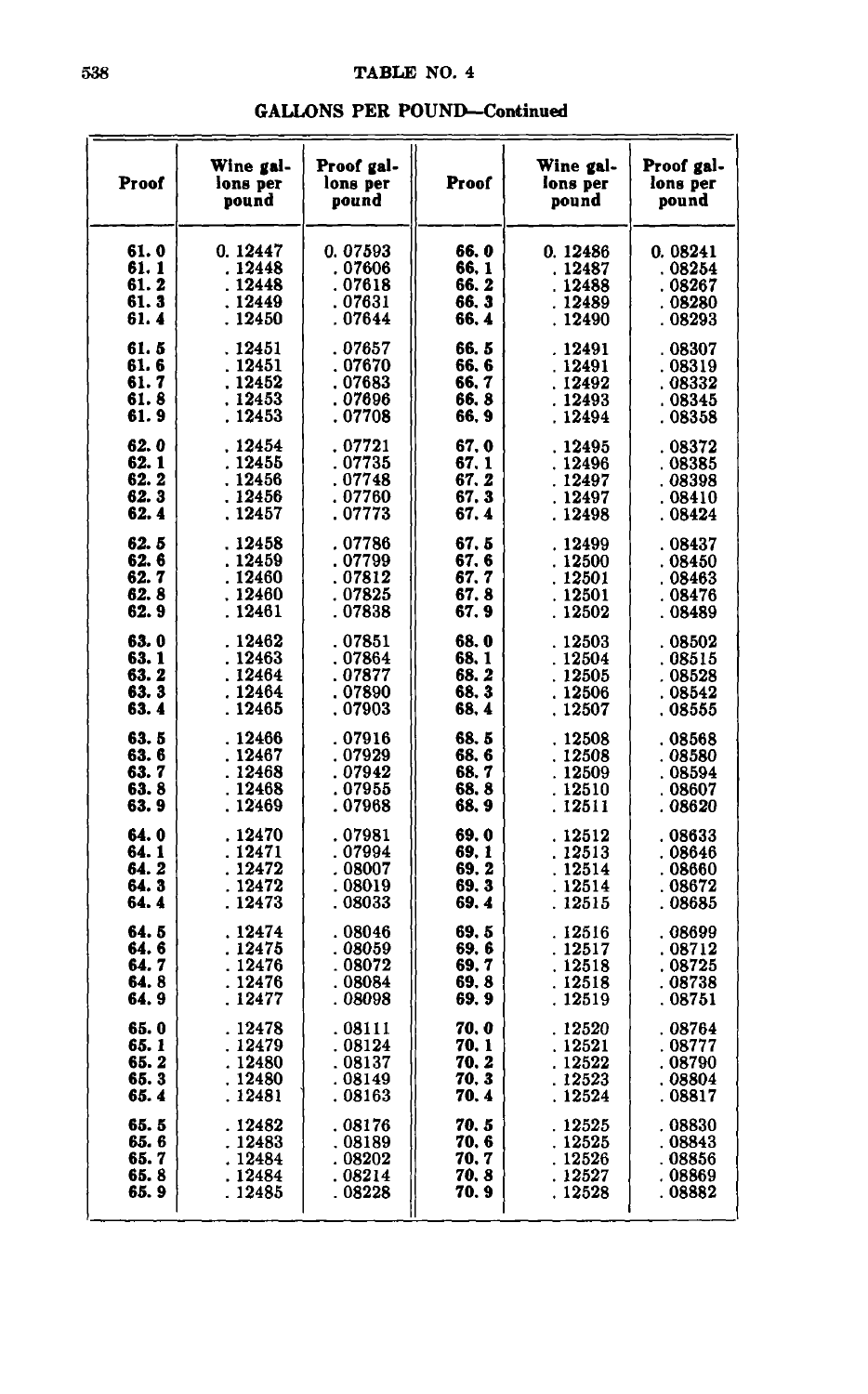## TABLE NO. 4

### GALLONS PER POUND—Continued

| Proof | Wine gallons per pound | Proof gallons per pound | Proof | Wine gallons per pound | Proof gallons per pound |
|---|---|---|---|---|---|
| 61.0 | 0.12447 | 0.07593 | 66.0 | 0.12486 | 0.08241 |
| 61.1 | .12448 | .07606 | 66.1 | .12487 | .08254 |
| 61.2 | .12448 | .07618 | 66.2 | .12488 | .08267 |
| 61.3 | .12449 | .07631 | 66.3 | .12489 | .08280 |
| 61.4 | .12450 | .07644 | 66.4 | .12490 | .08293 |
| 61.5 | .12451 | .07657 | 66.5 | .12491 | .08307 |
| 61.6 | .12451 | .07670 | 66.6 | .12491 | .08319 |
| 61.7 | .12452 | .07683 | 66.7 | .12492 | .08332 |
| 61.8 | .12453 | .07696 | 66.8 | .12493 | .08345 |
| 61.9 | .12453 | .07708 | 66.9 | .12494 | .08358 |
| 62.0 | .12454 | .07721 | 67.0 | .12495 | .08372 |
| 62.1 | .12455 | .07735 | 67.1 | .12496 | .08385 |
| 62.2 | .12456 | .07748 | 67.2 | .12497 | .08398 |
| 62.3 | .12456 | .07760 | 67.3 | .12497 | .08410 |
| 62.4 | .12457 | .07773 | 67.4 | .12498 | .08424 |
| 62.5 | .12458 | .07786 | 67.5 | .12499 | .08437 |
| 62.6 | .12459 | .07799 | 67.6 | .12500 | .08450 |
| 62.7 | .12460 | .07812 | 67.7 | .12501 | .08463 |
| 62.8 | .12460 | .07825 | 67.8 | .12501 | .08476 |
| 62.9 | .12461 | .07838 | 67.9 | .12502 | .08489 |
| 63.0 | .12462 | .07851 | 68.0 | .12503 | .08502 |
| 63.1 | .12463 | .07864 | 68.1 | .12504 | .08515 |
| 63.2 | .12464 | .07877 | 68.2 | .12505 | .08528 |
| 63.3 | .12464 | .07890 | 68.3 | .12506 | .08542 |
| 63.4 | .12465 | .07903 | 68.4 | .12507 | .08555 |
| 63.5 | .12466 | .07916 | 68.5 | .12508 | .08568 |
| 63.6 | .12467 | .07929 | 68.6 | .12508 | .08580 |
| 63.7 | .12468 | .07942 | 68.7 | .12509 | .08594 |
| 63.8 | .12468 | .07955 | 68.8 | .12510 | .08607 |
| 63.9 | .12469 | .07968 | 68.9 | .12511 | .08620 |
| 64.0 | .12470 | .07981 | 69.0 | .12512 | .08633 |
| 64.1 | .12471 | .07994 | 69.1 | .12513 | .08646 |
| 64.2 | .12472 | .08007 | 69.2 | .12514 | .08660 |
| 64.3 | .12472 | .08019 | 69.3 | .12514 | .08672 |
| 64.4 | .12473 | .08033 | 69.4 | .12515 | .08685 |
| 64.5 | .12474 | .08046 | 69.5 | .12516 | .08699 |
| 64.6 | .12475 | .08059 | 69.6 | .12517 | .08712 |
| 64.7 | .12476 | .08072 | 69.7 | .12518 | .08725 |
| 64.8 | .12476 | .08084 | 69.8 | .12518 | .08738 |
| 64.9 | .12477 | .08098 | 69.9 | .12519 | .08751 |
| 65.0 | .12478 | .08111 | 70.0 | .12520 | .08764 |
| 65.1 | .12479 | .08124 | 70.1 | .12521 | .08777 |
| 65.2 | .12480 | .08137 | 70.2 | .12522 | .08790 |
| 65.3 | .12480 | .08149 | 70.3 | .12523 | .08804 |
| 65.4 | .12481 | .08163 | 70.4 | .12524 | .08817 |
| 65.5 | .12482 | .08176 | 70.5 | .12525 | .08830 |
| 65.6 | .12483 | .08189 | 70.6 | .12525 | .08843 |
| 65.7 | .12484 | .08202 | 70.7 | .12526 | .08856 |
| 65.8 | .12484 | .08214 | 70.8 | .12527 | .08869 |
| 65.9 | .12485 | .08228 | 70.9 | .12528 | .08882 |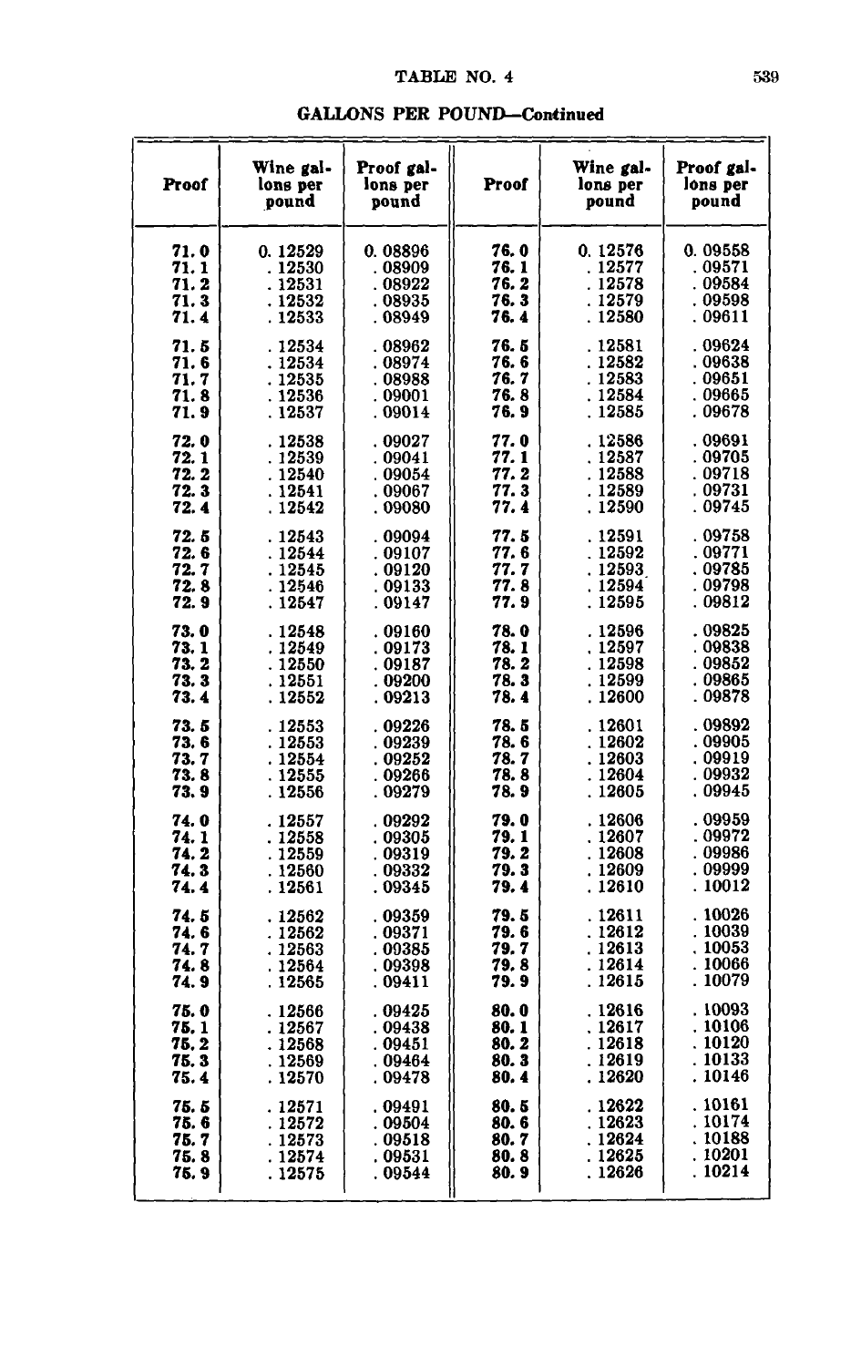## TABLE NO. 4

### GALLONS PER POUND—Continued

| Proof | Wine gallons per pound | Proof gallons per pound | Proof | Wine gallons per pound | Proof gallons per pound |
|---|---|---|---|---|---|
| 71.0 | 0.12529 | 0.08896 | 76.0 | 0.12576 | 0.09558 |
| 71.1 | .12530 | .08909 | 76.1 | .12577 | .09571 |
| 71.2 | .12531 | .08922 | 76.2 | .12578 | .09584 |
| 71.3 | .12532 | .08935 | 76.3 | .12579 | .09598 |
| 71.4 | .12533 | .08949 | 76.4 | .12580 | .09611 |
| 71.5 | .12534 | .08962 | 76.5 | .12581 | .09624 |
| 71.6 | .12534 | .08974 | 76.6 | .12582 | .09638 |
| 71.7 | .12535 | .08988 | 76.7 | .12583 | .09651 |
| 71.8 | .12536 | .09001 | 76.8 | .12584 | .09665 |
| 71.9 | .12537 | .09014 | 76.9 | .12585 | .09678 |
| 72.0 | .12538 | .09027 | 77.0 | .12586 | .09691 |
| 72.1 | .12539 | .09041 | 77.1 | .12587 | .09705 |
| 72.2 | .12540 | .09054 | 77.2 | .12588 | .09718 |
| 72.3 | .12541 | .09067 | 77.3 | .12589 | .09731 |
| 72.4 | .12542 | .09080 | 77.4 | .12590 | .09745 |
| 72.5 | .12543 | .09094 | 77.5 | .12591 | .09758 |
| 72.6 | .12544 | .09107 | 77.6 | .12592 | .09771 |
| 72.7 | .12545 | .09120 | 77.7 | .12593 | .09785 |
| 72.8 | .12546 | .09133 | 77.8 | .12594 | .09798 |
| 72.9 | .12547 | .09147 | 77.9 | .12595 | .09812 |
| 73.0 | .12548 | .09160 | 78.0 | .12596 | .09825 |
| 73.1 | .12549 | .09173 | 78.1 | .12597 | .09838 |
| 73.2 | .12550 | .09187 | 78.2 | .12598 | .09852 |
| 73.3 | .12551 | .09200 | 78.3 | .12599 | .09865 |
| 73.4 | .12552 | .09213 | 78.4 | .12600 | .09878 |
| 73.5 | .12553 | .09226 | 78.5 | .12601 | .09892 |
| 73.6 | .12553 | .09239 | 78.6 | .12602 | .09905 |
| 73.7 | .12554 | .09252 | 78.7 | .12603 | .09919 |
| 73.8 | .12555 | .09266 | 78.8 | .12604 | .09932 |
| 73.9 | .12556 | .09279 | 78.9 | .12605 | .09945 |
| 74.0 | .12557 | .09292 | 79.0 | .12606 | .09959 |
| 74.1 | .12558 | .09305 | 79.1 | .12607 | .09972 |
| 74.2 | .12559 | .09319 | 79.2 | .12608 | .09986 |
| 74.3 | .12560 | .09332 | 79.3 | .12609 | .09999 |
| 74.4 | .12561 | .09345 | 79.4 | .12610 | .10012 |
| 74.5 | .12562 | .09359 | 79.5 | .12611 | .10026 |
| 74.6 | .12562 | .09371 | 79.6 | .12612 | .10039 |
| 74.7 | .12563 | .00385 | 79.7 | .12613 | .10053 |
| 74.8 | .12564 | .09398 | 79.8 | .12614 | .10066 |
| 74.9 | .12565 | .09411 | 79.9 | .12615 | .10079 |
| 75.0 | .12566 | .09425 | 80.0 | .12616 | .10093 |
| 75.1 | .12567 | .09438 | 80.1 | .12617 | .10106 |
| 75.2 | .12568 | .09451 | 80.2 | .12618 | .10120 |
| 75.3 | .12569 | .09464 | 80.3 | .12619 | .10133 |
| 75.4 | .12570 | .09478 | 80.4 | .12620 | .10146 |
| 75.5 | .12571 | .09491 | 80.5 | .12622 | .10161 |
| 75.6 | .12572 | .09504 | 80.6 | .12623 | .10174 |
| 75.7 | .12573 | .09518 | 80.7 | .12624 | .10188 |
| 75.8 | .12574 | .09531 | 80.8 | .12625 | .10201 |
| 75.9 | .12575 | .09544 | 80.9 | .12626 | .10214 |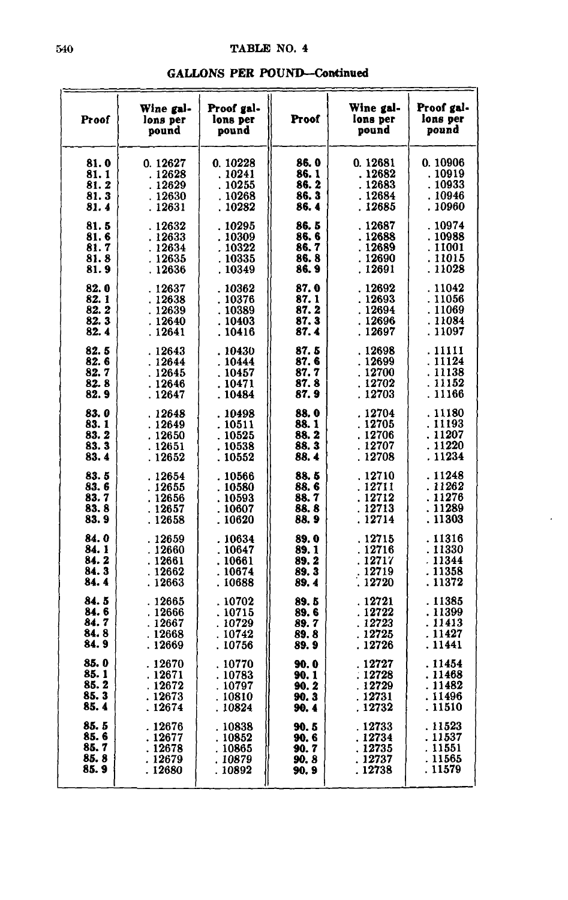## TABLE NO. 4

### GALLONS PER POUND—Continued

| Proof | Wine gallons per pound | Proof gallons per pound | Proof | Wine gallons per pound | Proof gallons per pound |
|---|---|---|---|---|---|
| 81.0 | 0.12627 | 0.10228 | 86.0 | 0.12681 | 0.10906 |
| 81.1 | .12628 | .10241 | 86.1 | .12682 | .10919 |
| 81.2 | .12629 | .10255 | 86.2 | .12683 | .10933 |
| 81.3 | .12630 | .10268 | 86.3 | .12684 | .10946 |
| 81.4 | .12631 | .10282 | 86.4 | .12685 | .10960 |
| 81.5 | .12632 | .10295 | 86.5 | .12687 | .10974 |
| 81.6 | .12633 | .10309 | 86.6 | .12688 | .10988 |
| 81.7 | .12634 | .10322 | 86.7 | .12689 | .11001 |
| 81.8 | .12635 | .10335 | 86.8 | .12690 | .11015 |
| 81.9 | .12636 | .10349 | 86.9 | .12691 | .11028 |
| 82.0 | .12637 | .10362 | 87.0 | .12692 | .11042 |
| 82.1 | .12638 | .10376 | 87.1 | .12693 | .11056 |
| 82.2 | .12639 | .10389 | 87.2 | .12694 | .11069 |
| 82.3 | .12640 | .10403 | 87.3 | .12696 | .11084 |
| 82.4 | .12641 | .10416 | 87.4 | .12697 | .11097 |
| 82.5 | .12643 | .10430 | 87.5 | .12698 | .11111 |
| 82.6 | .12644 | .10444 | 87.6 | .12699 | .11124 |
| 82.7 | .12645 | .10457 | 87.7 | .12700 | .11138 |
| 82.8 | .12646 | .10471 | 87.8 | .12702 | .11152 |
| 82.9 | .12647 | .10484 | 87.9 | .12703 | .11166 |
| 83.0 | .12648 | .10498 | 88.0 | .12704 | .11180 |
| 83.1 | .12649 | .10511 | 88.1 | .12705 | .11193 |
| 83.2 | .12650 | .10525 | 88.2 | .12706 | .11207 |
| 83.3 | .12651 | .10538 | 88.3 | .12707 | .11220 |
| 83.4 | .12652 | .10552 | 88.4 | .12708 | .11234 |
| 83.5 | .12654 | .10566 | 88.5 | .12710 | .11248 |
| 83.6 | .12655 | .10580 | 88.6 | .12711 | .11262 |
| 83.7 | .12656 | .10593 | 88.7 | .12712 | .11276 |
| 83.8 | .12657 | .10607 | 88.8 | .12713 | .11289 |
| 83.9 | .12658 | .10620 | 88.9 | .12714 | .11303 |
| 84.0 | .12659 | .10634 | 89.0 | .12715 | .11316 |
| 84.1 | .12660 | .10647 | 89.1 | .12716 | .11330 |
| 84.2 | .12661 | .10661 | 89.2 | .12717 | .11344 |
| 84.3 | .12662 | .10674 | 89.3 | .12719 | .11358 |
| 84.4 | .12663 | .10688 | 89.4 | .12720 | .11372 |
| 84.5 | .12665 | .10702 | 89.5 | .12721 | .11385 |
| 84.6 | .12666 | .10715 | 89.6 | .12722 | .11399 |
| 84.7 | .12667 | .10729 | 89.7 | .12723 | .11413 |
| 84.8 | .12668 | .10742 | 89.8 | .12725 | .11427 |
| 84.9 | .12669 | .10756 | 89.9 | .12726 | .11441 |
| 85.0 | .12670 | .10770 | 90.0 | .12727 | .11454 |
| 85.1 | .12671 | .10783 | 90.1 | .12728 | .11468 |
| 85.2 | .12672 | .10797 | 90.2 | .12729 | .11482 |
| 85.3 | .12673 | .10810 | 90.3 | .12731 | .11496 |
| 85.4 | .12674 | .10824 | 90.4 | .12732 | .11510 |
| 85.5 | .12676 | .10838 | 90.5 | .12733 | .11523 |
| 85.6 | .12677 | .10852 | 90.6 | .12734 | .11537 |
| 85.7 | .12678 | .10865 | 90.7 | .12735 | .11551 |
| 85.8 | .12679 | .10879 | 90.8 | .12737 | .11565 |
| 85.9 | .12680 | .10892 | 90.9 | .12738 | .11579 |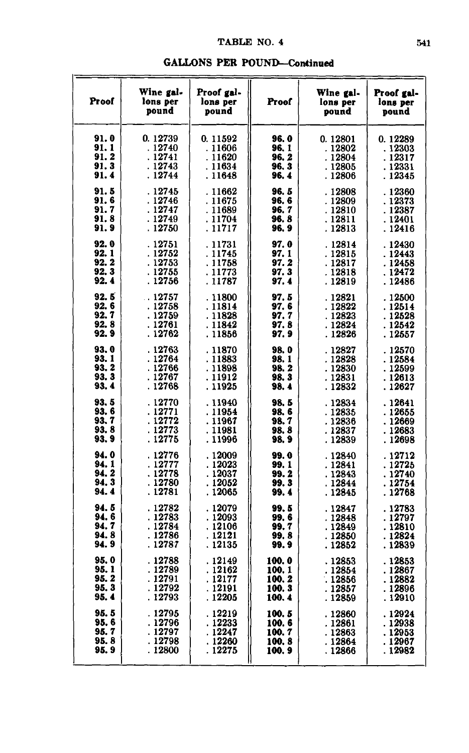## TABLE NO. 4

### GALLONS PER POUND—Continued

| Proof | Wine gallons per pound | Proof gallons per pound | Proof | Wine gallons per pound | Proof gallons per pound |
|---|---|---|---|---|---|
| 91.0 | 0.12739 | 0.11592 | 96.0 | 0.12801 | 0.12289 |
| 91.1 | .12740 | .11606 | 96.1 | .12802 | .12303 |
| 91.2 | .12741 | .11620 | 96.2 | .12804 | .12317 |
| 91.3 | .12743 | .11634 | 96.3 | .12805 | .12331 |
| 91.4 | .12744 | .11648 | 96.4 | .12806 | .12345 |
| 91.5 | .12745 | .11662 | 96.5 | .12808 | .12360 |
| 91.6 | .12746 | .11675 | 96.6 | .12809 | .12373 |
| 91.7 | .12747 | .11689 | 96.7 | .12810 | .12387 |
| 91.8 | .12749 | .11704 | 96.8 | .12811 | .12401 |
| 91.9 | .12750 | .11717 | 96.9 | .12813 | .12416 |
| 92.0 | .12751 | .11731 | 97.0 | .12814 | .12430 |
| 92.1 | .12752 | .11745 | 97.1 | .12815 | .12443 |
| 92.2 | .12753 | .11758 | 97.2 | .12817 | .12458 |
| 92.3 | .12755 | .11773 | 97.3 | .12818 | .12472 |
| 92.4 | .12756 | .11787 | 97.4 | .12819 | .12486 |
| 92.5 | .12757 | .11800 | 97.5 | .12821 | .12500 |
| 92.6 | .12758 | .11814 | 97.6 | .12822 | .12514 |
| 92.7 | .12759 | .11828 | 97.7 | .12823 | .12528 |
| 92.8 | .12761 | .11842 | 97.8 | .12824 | .12542 |
| 92.9 | .12762 | .11856 | 97.9 | .12826 | .12557 |
| 93.0 | .12763 | .11870 | 98.0 | .12827 | .12570 |
| 93.1 | .12764 | .11883 | 98.1 | .12828 | .12584 |
| 93.2 | .12766 | .11898 | 98.2 | .12830 | .12599 |
| 93.3 | .12767 | .11912 | 98.3 | .12831 | .12613 |
| 93.4 | .12768 | .11925 | 98.4 | .12832 | .12627 |
| 93.5 | .12770 | .11940 | 98.5 | .12834 | .12641 |
| 93.6 | .12771 | .11954 | 98.6 | .12835 | .12655 |
| 93.7 | .12772 | .11967 | 98.7 | .12836 | .12669 |
| 93.8 | .12773 | .11981 | 98.8 | .12837 | .12683 |
| 93.9 | .12775 | .11996 | 98.9 | .12839 | .12698 |
| 94.0 | .12776 | .12009 | 99.0 | .12840 | .12712 |
| 94.1 | .12777 | .12023 | 99.1 | .12841 | .12725 |
| 94.2 | .12778 | .12037 | 99.2 | .12843 | .12740 |
| 94.3 | .12780 | .12052 | 99.3 | .12844 | .12754 |
| 94.4 | .12781 | .12065 | 99.4 | .12845 | .12768 |
| 94.5 | .12782 | .12079 | 99.5 | .12847 | .12783 |
| 94.6 | .12783 | .12093 | 99.6 | .12848 | .12797 |
| 94.7 | .12784 | .12106 | 99.7 | .12849 | .12810 |
| 94.8 | .12786 | .12121 | 99.8 | .12850 | .12824 |
| 94.9 | .12787 | .12135 | 99.9 | .12852 | .12839 |
| 95.0 | .12788 | .12149 | 100.0 | .12853 | .12853 |
| 95.1 | .12789 | .12162 | 100.1 | .12854 | .12867 |
| 95.2 | .12791 | .12177 | 100.2 | .12856 | .12882 |
| 95.3 | .12792 | .12191 | 100.3 | .12857 | .12896 |
| 95.4 | .12793 | .12205 | 100.4 | .12859 | .12910 |
| 95.5 | .12795 | .12219 | 100.5 | .12860 | .12924 |
| 95.6 | .12796 | .12233 | 100.6 | .12861 | .12938 |
| 95.7 | .12797 | .12247 | 100.7 | .12863 | .12953 |
| 95.8 | .12798 | .12260 | 100.8 | .12864 | .12967 |
| 95.9 | .12800 | .12275 | 100.9 | .12866 | .12982 |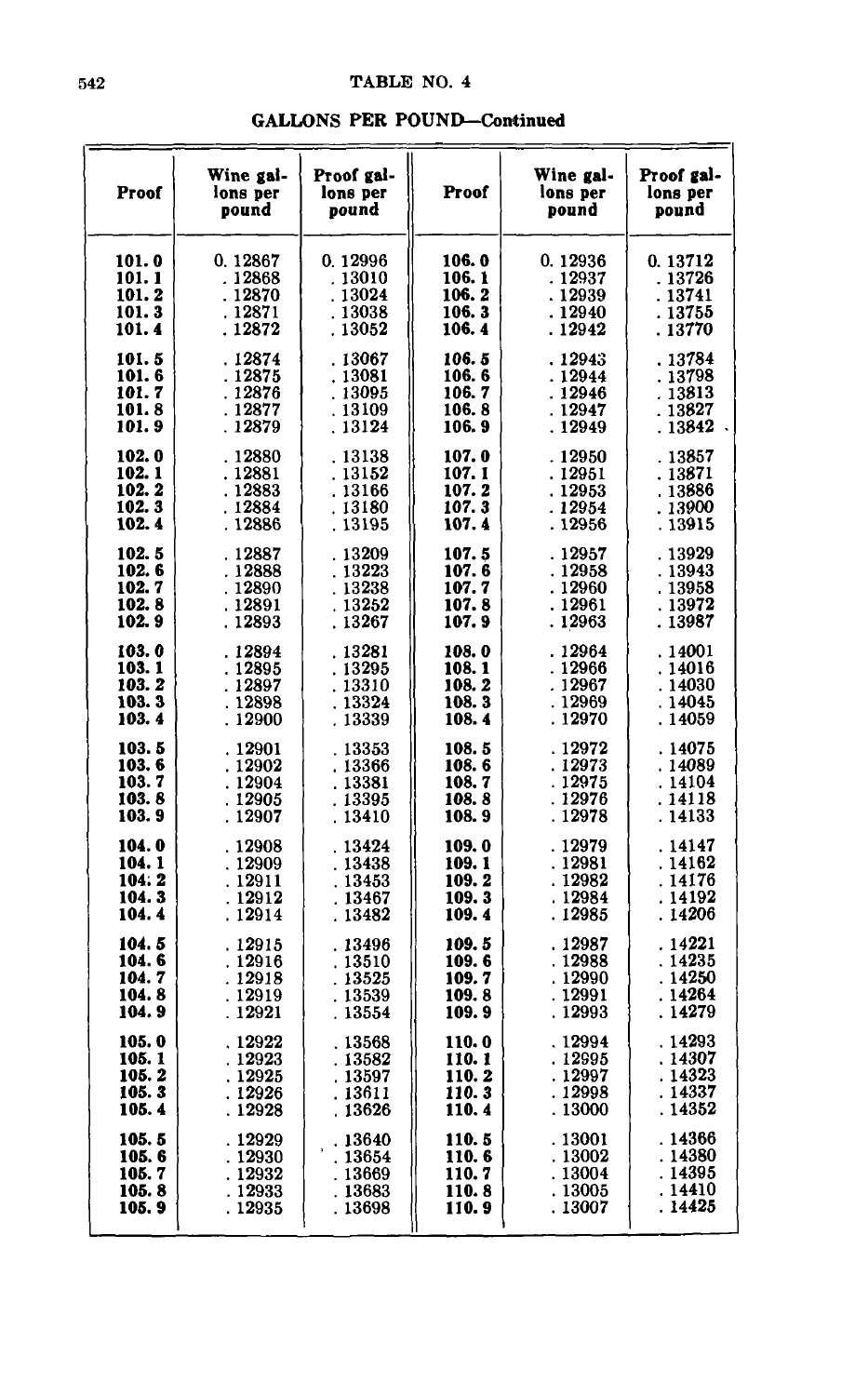# TABLE NO. 4

## GALLONS PER POUND—Continued

| Proof | Wine gallons per pound | Proof gallons per pound | Proof | Wine gallons per pound | Proof gallons per pound |
|---|---|---|---|---|---|
| 101.0 | 0.12867 | 0.12996 | 106.0 | 0.12936 | 0.13712 |
| 101.1 | .12868 | .13010 | 106.1 | .12937 | .13726 |
| 101.2 | .12870 | .13024 | 106.2 | .12939 | .13741 |
| 101.3 | .12871 | .13038 | 106.3 | .12940 | .13755 |
| 101.4 | .12872 | .13052 | 106.4 | .12942 | .13770 |
| 101.5 | .12874 | .13067 | 106.5 | .12943 | .13784 |
| 101.6 | .12875 | .13081 | 106.6 | .12944 | .13798 |
| 101.7 | .12876 | .13095 | 106.7 | .12946 | .13813 |
| 101.8 | .12877 | .13109 | 106.8 | .12947 | .13827 |
| 101.9 | .12879 | .13124 | 106.9 | .12949 | .13842 |
| 102.0 | .12880 | .13138 | 107.0 | .12950 | .13857 |
| 102.1 | .12881 | .13152 | 107.1 | .12951 | .13871 |
| 102.2 | .12883 | .13166 | 107.2 | .12953 | .13886 |
| 102.3 | .12884 | .13180 | 107.3 | .12954 | .13900 |
| 102.4 | .12886 | .13195 | 107.4 | .12956 | .13915 |
| 102.5 | .12887 | .13209 | 107.5 | .12957 | .13929 |
| 102.6 | .12888 | .13223 | 107.6 | .12958 | .13943 |
| 102.7 | .12890 | .13238 | 107.7 | .12960 | .13958 |
| 102.8 | .12891 | .13252 | 107.8 | .12961 | .13972 |
| 102.9 | .12893 | .13267 | 107.9 | .12963 | .13987 |
| 103.0 | .12894 | .13281 | 108.0 | .12964 | .14001 |
| 103.1 | .12895 | .13295 | 108.1 | .12966 | .14016 |
| 103.2 | .12897 | .13310 | 108.2 | .12967 | .14030 |
| 103.3 | .12898 | .13324 | 108.3 | .12969 | .14045 |
| 103.4 | .12900 | .13339 | 108.4 | .12970 | .14059 |
| 103.5 | .12901 | .13353 | 108.5 | .12972 | .14075 |
| 103.6 | .12902 | .13366 | 108.6 | .12973 | .14089 |
| 103.7 | .12904 | .13381 | 108.7 | .12975 | .14104 |
| 103.8 | .12905 | .13395 | 108.8 | .12976 | .14118 |
| 103.9 | .12907 | .13410 | 108.9 | .12978 | .14133 |
| 104.0 | .12908 | .13424 | 109.0 | .12979 | .14147 |
| 104.1 | .12909 | .13438 | 109.1 | .12981 | .14162 |
| 104.2 | .12911 | .13453 | 109.2 | .12982 | .14176 |
| 104.3 | .12912 | .13467 | 109.3 | .12984 | .14192 |
| 104.4 | .12914 | .13482 | 109.4 | .12985 | .14206 |
| 104.5 | .12915 | .13496 | 109.5 | .12987 | .14221 |
| 104.6 | .12916 | .13510 | 109.6 | .12988 | .14235 |
| 104.7 | .12918 | .13525 | 109.7 | .12990 | .14250 |
| 104.8 | .12919 | .13539 | 109.8 | .12991 | .14264 |
| 104.9 | .12921 | .13554 | 109.9 | .12993 | .14279 |
| 105.0 | .12922 | .13568 | 110.0 | .12994 | .14293 |
| 105.1 | .12923 | .13582 | 110.1 | .12995 | .14307 |
| 105.2 | .12925 | .13597 | 110.2 | .12997 | .14323 |
| 105.3 | .12926 | .13611 | 110.3 | .12998 | .14337 |
| 105.4 | .12928 | .13626 | 110.4 | .13000 | .14352 |
| 105.5 | .12929 | .13640 | 110.5 | .13001 | .14366 |
| 105.6 | .12930 | .13654 | 110.6 | .13002 | .14380 |
| 105.7 | .12932 | .13669 | 110.7 | .13004 | .14395 |
| 105.8 | .12933 | .13683 | 110.8 | .13005 | .14410 |
| 105.9 | .12935 | .13698 | 110.9 | .13007 | .14425 |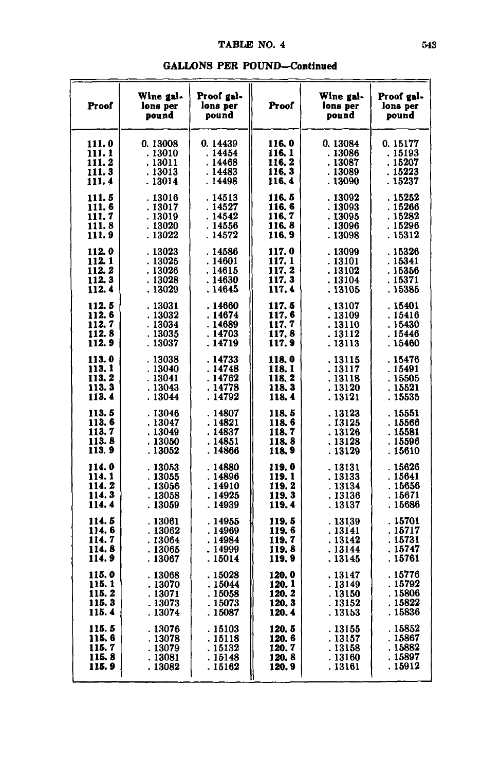# TABLE NO. 4

## GALLONS PER POUND—Continued

| Proof | Wine gallons per pound | Proof gallons per pound | Proof | Wine gallons per pound | Proof gallons per pound |
|---|---|---|---|---|---|
| 111.0 | 0.13008 | 0.14439 | 116.0 | 0.13084 | 0.15177 |
| 111.1 | .13010 | .14454 | 116.1 | .13086 | .15193 |
| 111.2 | .13011 | .14468 | 116.2 | .13087 | .15207 |
| 111.3 | .13013 | .14483 | 116.3 | .13089 | .15223 |
| 111.4 | .13014 | .14498 | 116.4 | .13090 | .15237 |
| 111.5 | .13016 | .14513 | 116.5 | .13092 | .15252 |
| 111.6 | .13017 | .14527 | 116.6 | .13093 | .15266 |
| 111.7 | .13019 | .14542 | 116.7 | .13095 | .15282 |
| 111.8 | .13020 | .14556 | 116.8 | .13096 | .15296 |
| 111.9 | .13022 | .14572 | 116.9 | .13098 | .15312 |
| 112.0 | .13023 | .14586 | 117.0 | .13099 | .15326 |
| 112.1 | .13025 | .14601 | 117.1 | .13101 | .15341 |
| 112.2 | .13026 | .14615 | 117.2 | .13102 | .15356 |
| 112.3 | .13028 | .14630 | 117.3 | .13104 | .15371 |
| 112.4 | .13029 | .14645 | 117.4 | .13105 | .15385 |
| 112.5 | .13031 | .14660 | 117.5 | .13107 | .15401 |
| 112.6 | .13032 | .14674 | 117.6 | .13109 | .15416 |
| 112.7 | .13034 | .14689 | 117.7 | .13110 | .15430 |
| 112.8 | .13035 | .14703 | 117.8 | .13112 | .15446 |
| 112.9 | .13037 | .14719 | 117.9 | .13113 | .15460 |
| 113.0 | .13038 | .14733 | 118.0 | .13115 | .15476 |
| 113.1 | .13040 | .14748 | 118.1 | .13117 | .15491 |
| 113.2 | .13041 | .14762 | 118.2 | .13118 | .15505 |
| 113.3 | .13043 | .14778 | 118.3 | .13120 | .15521 |
| 113.4 | .13044 | .14792 | 118.4 | .13121 | .15535 |
| 113.5 | .13046 | .14807 | 118.5 | .13123 | .15551 |
| 113.6 | .13047 | .14821 | 118.6 | .13125 | .15566 |
| 113.7 | .13049 | .14837 | 118.7 | .13126 | .15581 |
| 113.8 | .13050 | .14851 | 118.8 | .13128 | .15596 |
| 113.9 | .13052 | .14866 | 118.9 | .13129 | .15610 |
| 114.0 | .13053 | .14880 | 119.0 | .13131 | .15626 |
| 114.1 | .13055 | .14896 | 119.1 | .13133 | .15641 |
| 114.2 | .13056 | .14910 | 119.2 | .13134 | .15656 |
| 114.3 | .13058 | .14925 | 119.3 | .13136 | .15671 |
| 114.4 | .13059 | .14939 | 119.4 | .13137 | .15686 |
| 114.5 | .13061 | .14955 | 119.5 | .13139 | .15701 |
| 114.6 | .13062 | .14969 | 119.6 | .13141 | .15717 |
| 114.7 | .13064 | .14984 | 119.7 | .13142 | .15731 |
| 114.8 | .13065 | .14999 | 119.8 | .13144 | .15747 |
| 114.9 | .13067 | .15014 | 119.9 | .13145 | .15761 |
| 115.0 | .13068 | .15028 | 120.0 | .13147 | .15776 |
| 115.1 | .13070 | .15044 | 120.1 | .13149 | .15792 |
| 115.2 | .13071 | .15058 | 120.2 | .13150 | .15806 |
| 115.3 | .13073 | .15073 | 120.3 | .13152 | .15822 |
| 115.4 | .13074 | .15087 | 120.4 | .13153 | .15836 |
| 115.5 | .13076 | .15103 | 120.5 | .13155 | .15852 |
| 115.6 | .13078 | .15118 | 120.6 | .13157 | .15867 |
| 115.7 | .13079 | .15132 | 120.7 | .13158 | .15882 |
| 115.8 | .13081 | .15148 | 120.8 | .13160 | .15897 |
| 115.9 | .13082 | .15162 | 120.9 | .13161 | .15912 |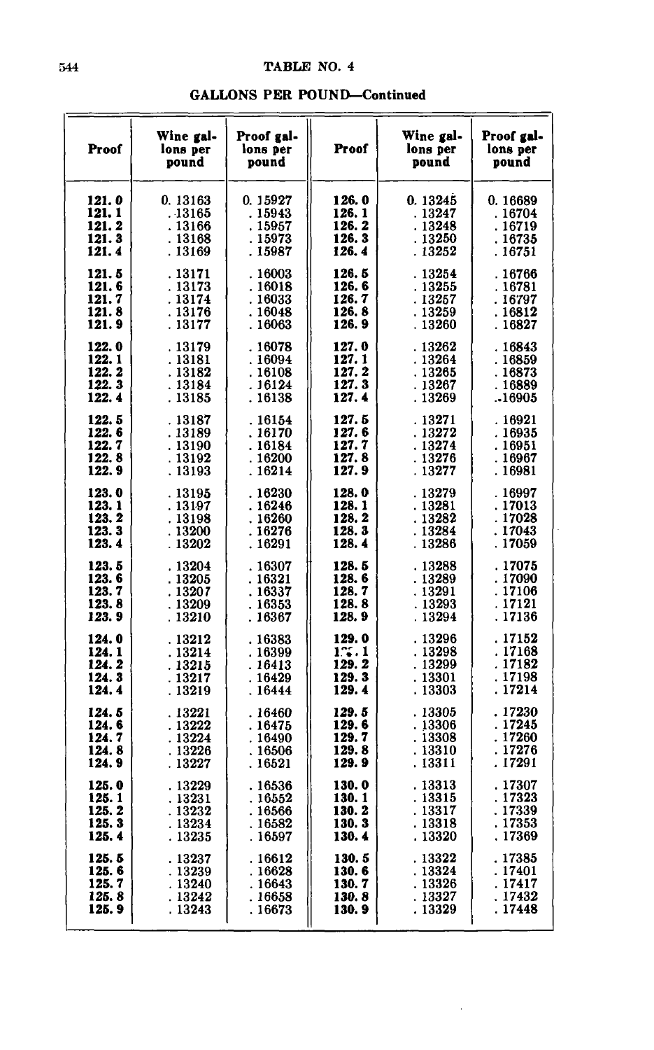# TABLE NO. 4

## GALLONS PER POUND—Continued

| Proof | Wine gallons per pound | Proof gallons per pound | Proof | Wine gallons per pound | Proof gallons per pound |
|---|---|---|---|---|---|
| 121.0 | 0.13163 | 0.15927 | 126.0 | 0.13245 | 0.16689 |
| 121.1 | .13165 | .15943 | 126.1 | .13247 | .16704 |
| 121.2 | .13166 | .15957 | 126.2 | .13248 | .16719 |
| 121.3 | .13168 | .15973 | 126.3 | .13250 | .16735 |
| 121.4 | .13169 | .15987 | 126.4 | .13252 | .16751 |
| 121.5 | .13171 | .16003 | 126.5 | .13254 | .16766 |
| 121.6 | .13173 | .16018 | 126.6 | .13255 | .16781 |
| 121.7 | .13174 | .16033 | 126.7 | .13257 | .16797 |
| 121.8 | .13176 | .16048 | 126.8 | .13259 | .16812 |
| 121.9 | .13177 | .16063 | 126.9 | .13260 | .16827 |
| 122.0 | .13179 | .16078 | 127.0 | .13262 | .16843 |
| 122.1 | .13181 | .16094 | 127.1 | .13264 | .16859 |
| 122.2 | .13182 | .16108 | 127.2 | .13265 | .16873 |
| 122.3 | .13184 | .16124 | 127.3 | .13267 | .16889 |
| 122.4 | .13185 | .16138 | 127.4 | .13269 | .16905 |
| 122.5 | .13187 | .16154 | 127.5 | .13271 | .16921 |
| 122.6 | .13189 | .16170 | 127.6 | .13272 | .16935 |
| 122.7 | .13190 | .16184 | 127.7 | .13274 | .16951 |
| 122.8 | .13192 | .16200 | 127.8 | .13276 | .16967 |
| 122.9 | .13193 | .16214 | 127.9 | .13277 | .16981 |
| 123.0 | .13195 | .16230 | 128.0 | .13279 | .16997 |
| 123.1 | .13197 | .16246 | 128.1 | .13281 | .17013 |
| 123.2 | .13198 | .16260 | 128.2 | .13282 | .17028 |
| 123.3 | .13200 | .16276 | 128.3 | .13284 | .17043 |
| 123.4 | .13202 | .16291 | 128.4 | .13286 | .17059 |
| 123.5 | .13204 | .16307 | 128.5 | .13288 | .17075 |
| 123.6 | .13205 | .16321 | 128.6 | .13289 | .17090 |
| 123.7 | .13207 | .16337 | 128.7 | .13291 | .17106 |
| 123.8 | .13209 | .16353 | 128.8 | .13293 | .17121 |
| 123.9 | .13210 | .16367 | 128.9 | .13294 | .17136 |
| 124.0 | .13212 | .16383 | 129.0 | .13296 | .17152 |
| 124.1 | .13214 | .16399 | 129.1 | .13298 | .17168 |
| 124.2 | .13215 | .16413 | 129.2 | .13299 | .17182 |
| 124.3 | .13217 | .16429 | 129.3 | .13301 | .17198 |
| 124.4 | .13219 | .16444 | 129.4 | .13303 | .17214 |
| 124.5 | .13221 | .16460 | 129.5 | .13305 | .17230 |
| 124.6 | .13222 | .16475 | 129.6 | .13306 | .17245 |
| 124.7 | .13224 | .16490 | 129.7 | .13308 | .17260 |
| 124.8 | .13226 | .16506 | 129.8 | .13310 | .17276 |
| 124.9 | .13227 | .16521 | 129.9 | .13311 | .17291 |
| 125.0 | .13229 | .16536 | 130.0 | .13313 | .17307 |
| 125.1 | .13231 | .16552 | 130.1 | .13315 | .17323 |
| 125.2 | .13232 | .16566 | 130.2 | .13317 | .17339 |
| 125.3 | .13234 | .16582 | 130.3 | .13318 | .17353 |
| 125.4 | .13235 | .16597 | 130.4 | .13320 | .17369 |
| 125.5 | .13237 | .16612 | 130.5 | .13322 | .17385 |
| 125.6 | .13239 | .16628 | 130.6 | .13324 | .17401 |
| 125.7 | .13240 | .16643 | 130.7 | .13326 | .17417 |
| 125.8 | .13242 | .16658 | 130.8 | .13327 | .17432 |
| 125.9 | .13243 | .16673 | 130.9 | .13329 | .17448 |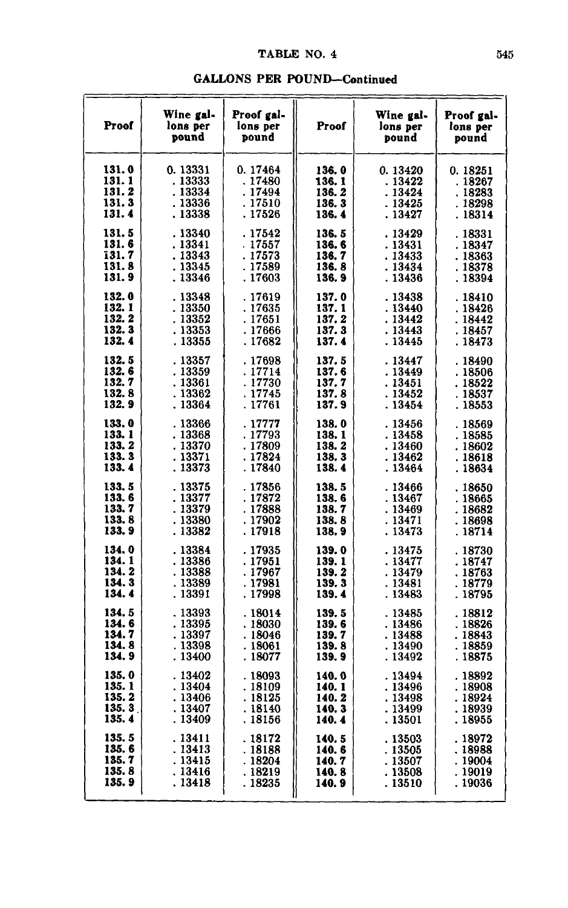## TABLE NO. 4

### GALLONS PER POUND—Continued

| Proof | Wine gallons per pound | Proof gallons per pound | Proof | Wine gallons per pound | Proof gallons per pound |
|---|---|---|---|---|---|
| 131.0 | 0.13331 | 0.17464 | 136.0 | 0.13420 | 0.18251 |
| 131.1 | .13333 | .17480 | 136.1 | .13422 | .18267 |
| 131.2 | .13334 | .17494 | 136.2 | .13424 | .18283 |
| 131.3 | .13336 | .17510 | 136.3 | .13425 | .18298 |
| 131.4 | .13338 | .17526 | 136.4 | .13427 | .18314 |
| 131.5 | .13340 | .17542 | 136.5 | .13429 | .18331 |
| 131.6 | .13341 | .17557 | 136.6 | .13431 | .18347 |
| 131.7 | .13343 | .17573 | 136.7 | .13433 | .18363 |
| 131.8 | .13345 | .17589 | 136.8 | .13434 | .18378 |
| 131.9 | .13346 | .17603 | 136.9 | .13436 | .18394 |
| 132.0 | .13348 | .17619 | 137.0 | .13438 | .18410 |
| 132.1 | .13350 | .17635 | 137.1 | .13440 | .18426 |
| 132.2 | .13352 | .17651 | 137.2 | .13442 | .18442 |
| 132.3 | .13353 | .17666 | 137.3 | .13443 | .18457 |
| 132.4 | .13355 | .17682 | 137.4 | .13445 | .18473 |
| 132.5 | .13357 | .17698 | 137.5 | .13447 | .18490 |
| 132.6 | .13359 | .17714 | 137.6 | .13449 | .18506 |
| 132.7 | .13361 | .17730 | 137.7 | .13451 | .18522 |
| 132.8 | .13362 | .17745 | 137.8 | .13452 | .18537 |
| 132.9 | .13364 | .17761 | 137.9 | .13454 | .18553 |
| 133.0 | .13366 | .17777 | 138.0 | .13456 | .18569 |
| 133.1 | .13368 | .17793 | 138.1 | .13458 | .18585 |
| 133.2 | .13370 | .17809 | 138.2 | .13460 | .18602 |
| 133.3 | .13371 | .17824 | 138.3 | .13462 | .18618 |
| 133.4 | .13373 | .17840 | 138.4 | .13464 | .18634 |
| 133.5 | .13375 | .17856 | 138.5 | .13466 | .18650 |
| 133.6 | .13377 | .17872 | 138.6 | .13467 | .18665 |
| 133.7 | .13379 | .17888 | 138.7 | .13469 | .18682 |
| 133.8 | .13380 | .17902 | 138.8 | .13471 | .18698 |
| 133.9 | .13382 | .17918 | 138.9 | .13473 | .18714 |
| 134.0 | .13384 | .17935 | 139.0 | .13475 | .18730 |
| 134.1 | .13386 | .17951 | 139.1 | .13477 | .18747 |
| 134.2 | .13388 | .17967 | 139.2 | .13479 | .18763 |
| 134.3 | .13389 | .17981 | 139.3 | .13481 | .18779 |
| 134.4 | .13391 | .17998 | 139.4 | .13483 | .18795 |
| 134.5 | .13393 | .18014 | 139.5 | .13485 | .18812 |
| 134.6 | .13395 | .18030 | 139.6 | .13486 | .18826 |
| 134.7 | .13397 | .18046 | 139.7 | .13488 | .18843 |
| 134.8 | .13398 | .18061 | 139.8 | .13490 | .18859 |
| 134.9 | .13400 | .18077 | 139.9 | .13492 | .18875 |
| 135.0 | .13402 | .18093 | 140.0 | .13494 | .18892 |
| 135.1 | .13404 | .18109 | 140.1 | .13496 | .18908 |
| 135.2 | .13406 | .18125 | 140.2 | .13498 | .18924 |
| 135.3 | .13407 | .18140 | 140.3 | .13499 | .18939 |
| 135.4 | .13409 | .18156 | 140.4 | .13501 | .18955 |
| 135.5 | .13411 | .18172 | 140.5 | .13503 | .18972 |
| 135.6 | .13413 | .18188 | 140.6 | .13505 | .18988 |
| 135.7 | .13415 | .18204 | 140.7 | .13507 | .19004 |
| 135.8 | .13416 | .18219 | 140.8 | .13508 | .19019 |
| 135.9 | .13418 | .18235 | 140.9 | .13510 | .19036 |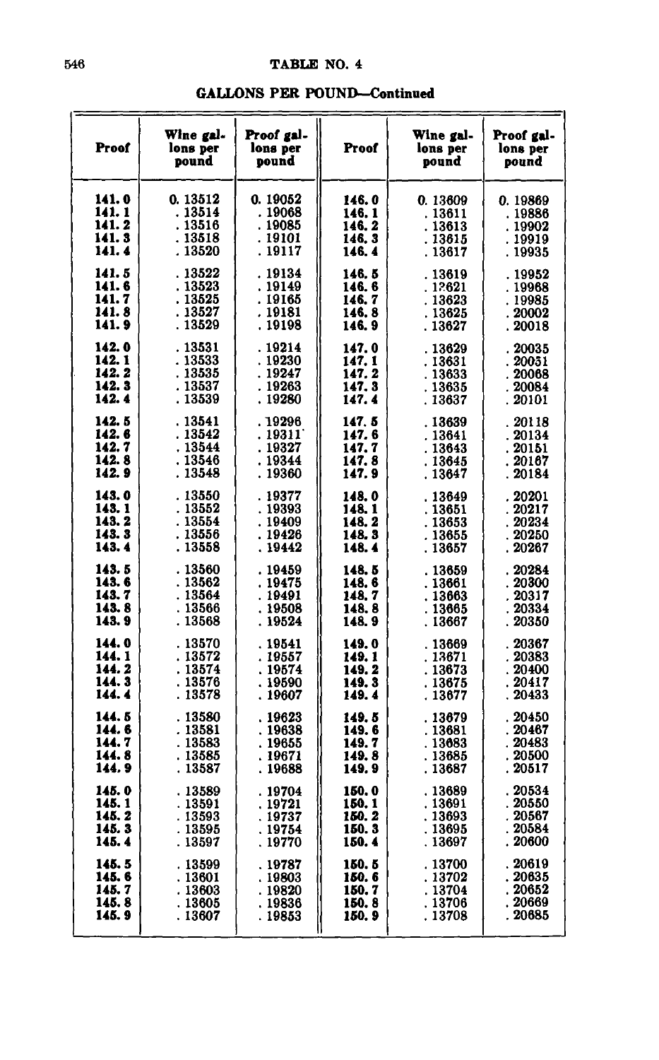# TABLE NO. 4

## GALLONS PER POUND—Continued

| Proof | Wine gallons per pound | Proof gallons per pound | Proof | Wine gallons per pound | Proof gallons per pound |
|---|---|---|---|---|---|
| 141.0 | 0.13512 | 0.19052 | 146.0 | 0.13609 | 0.19869 |
| 141.1 | .13514 | .19068 | 146.1 | .13611 | .19886 |
| 141.2 | .13516 | .19085 | 146.2 | .13613 | .19902 |
| 141.3 | .13518 | .19101 | 146.3 | .13615 | .19919 |
| 141.4 | .13520 | .19117 | 146.4 | .13617 | .19935 |
| 141.5 | .13522 | .19134 | 146.5 | .13619 | .19952 |
| 141.6 | .13523 | .19149 | 146.6 | .13621 | .19968 |
| 141.7 | .13525 | .19165 | 146.7 | .13623 | .19985 |
| 141.8 | .13527 | .19181 | 146.8 | .13625 | .20002 |
| 141.9 | .13529 | .19198 | 146.9 | .13627 | .20018 |
| 142.0 | .13531 | .19214 | 147.0 | .13629 | .20035 |
| 142.1 | .13533 | .19230 | 147.1 | .13631 | .20051 |
| 142.2 | .13535 | .19247 | 147.2 | .13633 | .20068 |
| 142.3 | .13537 | .19263 | 147.3 | .13635 | .20084 |
| 142.4 | .13539 | .19280 | 147.4 | .13637 | .20101 |
| 142.5 | .13541 | .19296 | 147.5 | .13639 | .20118 |
| 142.6 | .13542 | .19311 | 147.6 | .13641 | .20134 |
| 142.7 | .13544 | .19327 | 147.7 | .13643 | .20151 |
| 142.8 | .13546 | .19344 | 147.8 | .13645 | .20167 |
| 142.9 | .13548 | .19360 | 147.9 | .13647 | .20184 |
| 143.0 | .13550 | .19377 | 148.0 | .13649 | .20201 |
| 143.1 | .13552 | .19393 | 148.1 | .13651 | .20217 |
| 143.2 | .13554 | .19409 | 148.2 | .13653 | .20234 |
| 143.3 | .13556 | .19426 | 148.3 | .13655 | .20250 |
| 143.4 | .13558 | .19442 | 148.4 | .13657 | .20267 |
| 143.5 | .13560 | .19459 | 148.5 | .13659 | .20284 |
| 143.6 | .13562 | .19475 | 148.6 | .13661 | .20300 |
| 143.7 | .13564 | .19491 | 148.7 | .13663 | .20317 |
| 143.8 | .13566 | .19508 | 148.8 | .13665 | .20334 |
| 143.9 | .13568 | .19524 | 148.9 | .13667 | .20350 |
| 144.0 | .13570 | .19541 | 149.0 | .13669 | .20367 |
| 144.1 | .13572 | .19557 | 149.1 | .13671 | .20383 |
| 144.2 | .13574 | .19574 | 149.2 | .13673 | .20400 |
| 144.3 | .13576 | .19590 | 149.3 | .13675 | .20417 |
| 144.4 | .13578 | .19607 | 149.4 | .13677 | .20433 |
| 144.5 | .13580 | .19623 | 149.5 | .13679 | .20450 |
| 144.6 | .13581 | .19638 | 149.6 | .13681 | .20467 |
| 144.7 | .13583 | .19655 | 149.7 | .13683 | .20483 |
| 144.8 | .13585 | .19671 | 149.8 | .13685 | .20500 |
| 144.9 | .13587 | .19688 | 149.9 | .13687 | .20517 |
| 145.0 | .13589 | .19704 | 150.0 | .13689 | .20534 |
| 145.1 | .13591 | .19721 | 150.1 | .13691 | .20550 |
| 145.2 | .13593 | .19737 | 150.2 | .13693 | .20567 |
| 145.3 | .13595 | .19754 | 150.3 | .13695 | .20584 |
| 145.4 | .13597 | .19770 | 150.4 | .13697 | .20600 |
| 145.5 | .13599 | .19787 | 150.5 | .13700 | .20619 |
| 145.6 | .13601 | .19803 | 150.6 | .13702 | .20635 |
| 145.7 | .13603 | .19820 | 150.7 | .13704 | .20652 |
| 145.8 | .13605 | .19836 | 150.8 | .13706 | .20669 |
| 145.9 | .13607 | .19853 | 150.9 | .13708 | .20685 |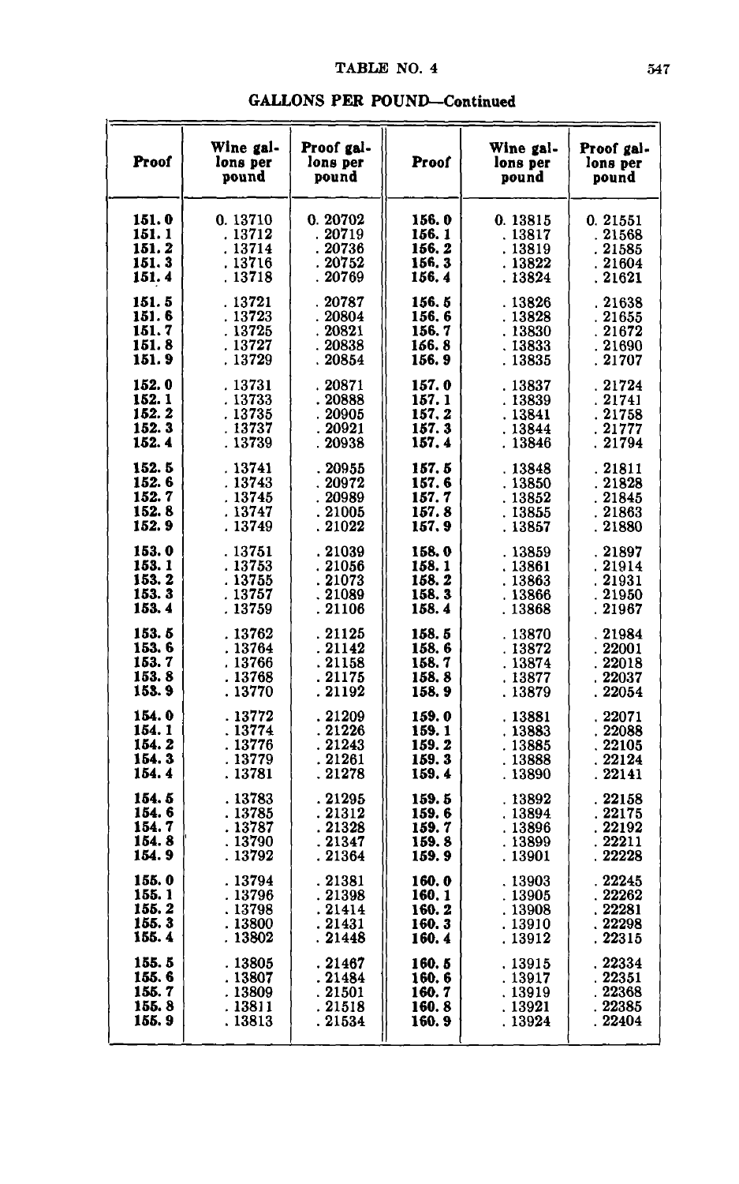## TABLE NO. 4

### GALLONS PER POUND—Continued

| Proof | Wine gallons per pound | Proof gallons per pound | Proof | Wine gallons per pound | Proof gallons per pound |
|---|---|---|---|---|---|
| 151.0 | 0.13710 | 0.20702 | 156.0 | 0.13815 | 0.21551 |
| 151.1 | .13712 | .20719 | 156.1 | .13817 | .21568 |
| 151.2 | .13714 | .20736 | 156.2 | .13819 | .21585 |
| 151.3 | .13716 | .20752 | 156.3 | .13822 | .21604 |
| 151.4 | .13718 | .20769 | 156.4 | .13824 | .21621 |
| 151.5 | .13721 | .20787 | 156.5 | .13826 | .21638 |
| 151.6 | .13723 | .20804 | 156.6 | .13828 | .21655 |
| 151.7 | .13725 | .20821 | 156.7 | .13830 | .21672 |
| 151.8 | .13727 | .20838 | 156.8 | .13833 | .21690 |
| 151.9 | .13729 | .20854 | 156.9 | .13835 | .21707 |
| 152.0 | .13731 | .20871 | 157.0 | .13837 | .21724 |
| 152.1 | .13733 | .20888 | 157.1 | .13839 | .21741 |
| 152.2 | .13735 | .20905 | 157.2 | .13841 | .21758 |
| 152.3 | .13737 | .20921 | 157.3 | .13844 | .21777 |
| 152.4 | .13739 | .20938 | 157.4 | .13846 | .21794 |
| 152.5 | .13741 | .20955 | 157.5 | .13848 | .21811 |
| 152.6 | .13743 | .20972 | 157.6 | .13850 | .21828 |
| 152.7 | .13745 | .20989 | 157.7 | .13852 | .21845 |
| 152.8 | .13747 | .21005 | 157.8 | .13855 | .21863 |
| 152.9 | .13749 | .21022 | 157.9 | .13857 | .21880 |
| 153.0 | .13751 | .21039 | 158.0 | .13859 | .21897 |
| 153.1 | .13753 | .21056 | 158.1 | .13861 | .21914 |
| 153.2 | .13755 | .21073 | 158.2 | .13863 | .21931 |
| 153.3 | .13757 | .21089 | 158.3 | .13866 | .21950 |
| 153.4 | .13759 | .21106 | 158.4 | .13868 | .21967 |
| 153.5 | .13762 | .21125 | 158.5 | .13870 | .21984 |
| 153.6 | .13764 | .21142 | 158.6 | .13872 | .22001 |
| 153.7 | .13766 | .21158 | 158.7 | .13874 | .22018 |
| 153.8 | .13768 | .21175 | 158.8 | .13877 | .22037 |
| 153.9 | .13770 | .21192 | 158.9 | .13879 | .22054 |
| 154.0 | .13772 | .21209 | 159.0 | .13881 | .22071 |
| 154.1 | .13774 | .21226 | 159.1 | .13883 | .22088 |
| 154.2 | .13776 | .21243 | 159.2 | .13885 | .22105 |
| 154.3 | .13779 | .21261 | 159.3 | .13888 | .22124 |
| 154.4 | .13781 | .21278 | 159.4 | .13890 | .22141 |
| 154.5 | .13783 | .21295 | 159.5 | .13892 | .22158 |
| 154.6 | .13785 | .21312 | 159.6 | .13894 | .22175 |
| 154.7 | .13787 | .21328 | 159.7 | .13896 | .22192 |
| 154.8 | .13790 | .21347 | 159.8 | .13899 | .22211 |
| 154.9 | .13792 | .21364 | 159.9 | .13901 | .22228 |
| 155.0 | .13794 | .21381 | 160.0 | .13903 | .22245 |
| 155.1 | .13796 | .21398 | 160.1 | .13905 | .22262 |
| 155.2 | .13798 | .21414 | 160.2 | .13908 | .22281 |
| 155.3 | .13800 | .21431 | 160.3 | .13910 | .22298 |
| 155.4 | .13802 | .21448 | 160.4 | .13912 | .22315 |
| 155.5 | .13805 | .21467 | 160.5 | .13915 | .22334 |
| 155.6 | .13807 | .21484 | 160.6 | .13917 | .22351 |
| 155.7 | .13809 | .21501 | 160.7 | .13919 | .22368 |
| 155.8 | .13811 | .21518 | 160.8 | .13921 | .22385 |
| 155.9 | .13813 | .21534 | 160.9 | .13924 | .22404 |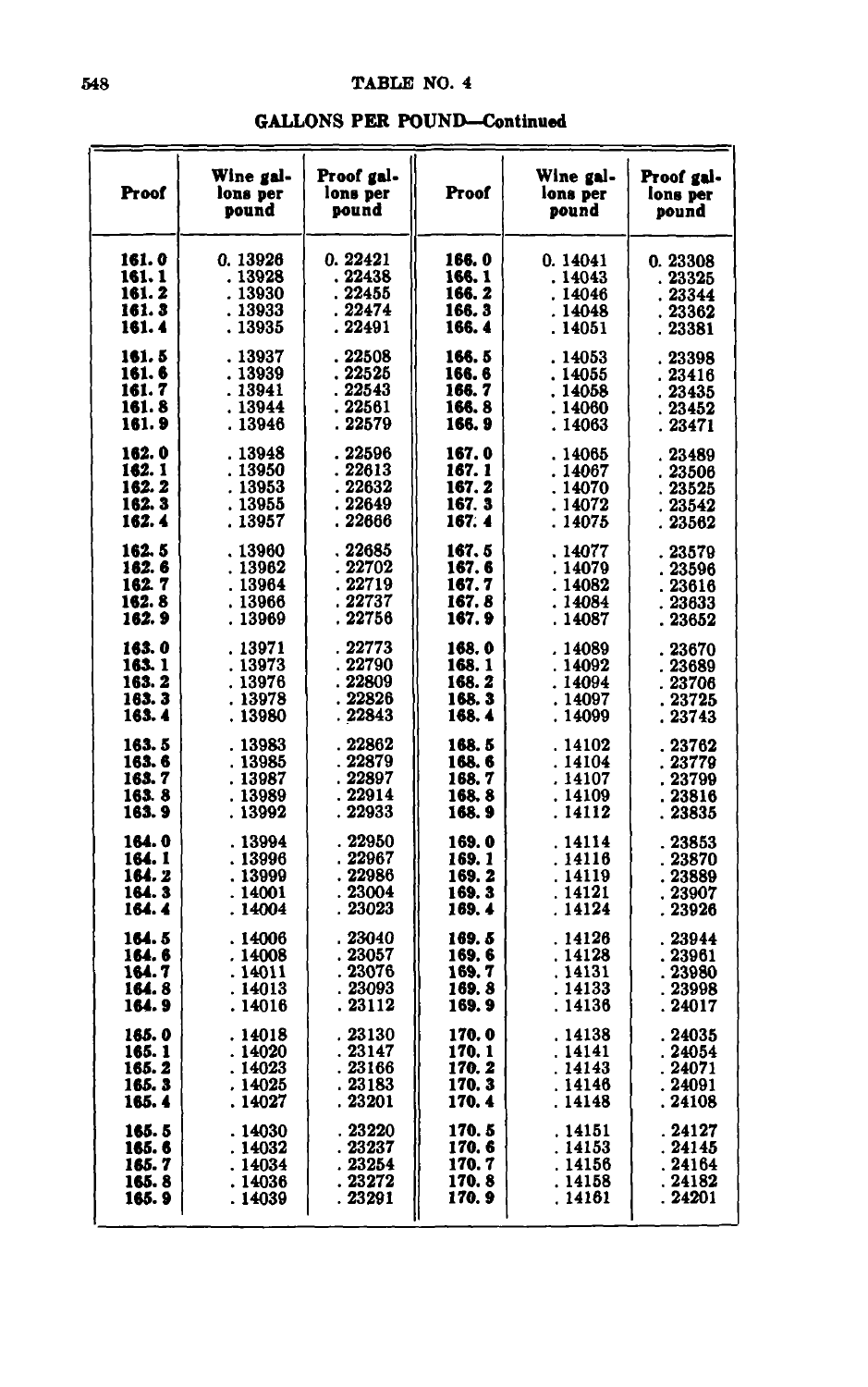# TABLE NO. 4

## GALLONS PER POUND—Continued

| Proof | Wine gallons per pound | Proof gallons per pound | Proof | Wine gallons per pound | Proof gallons per pound |
|---|---|---|---|---|---|
| 161.0 | 0.13926 | 0.22421 | 166.0 | 0.14041 | 0.23308 |
| 161.1 | .13928 | .22438 | 166.1 | .14043 | .23325 |
| 161.2 | .13930 | .22455 | 166.2 | .14046 | .23344 |
| 161.3 | .13933 | .22474 | 166.3 | .14048 | .23362 |
| 161.4 | .13935 | .22491 | 166.4 | .14051 | .23381 |
| 161.5 | .13937 | .22508 | 166.5 | .14053 | .23398 |
| 161.6 | .13939 | .22525 | 166.6 | .14055 | .23416 |
| 161.7 | .13941 | .22543 | 166.7 | .14058 | .23435 |
| 161.8 | .13944 | .22561 | 166.8 | .14060 | .23452 |
| 161.9 | .13946 | .22579 | 166.9 | .14063 | .23471 |
| 162.0 | .13948 | .22596 | 167.0 | .14065 | .23489 |
| 162.1 | .13950 | .22613 | 167.1 | .14067 | .23506 |
| 162.2 | .13953 | .22632 | 167.2 | .14070 | .23525 |
| 162.3 | .13955 | .22649 | 167.3 | .14072 | .23542 |
| 162.4 | .13957 | .22666 | 167.4 | .14075 | .23562 |
| 162.5 | .13960 | .22685 | 167.5 | .14077 | .23579 |
| 162.6 | .13962 | .22702 | 167.6 | .14079 | .23596 |
| 162.7 | .13964 | .22719 | 167.7 | .14082 | .23616 |
| 162.8 | .13966 | .22737 | 167.8 | .14084 | .23633 |
| 162.9 | .13969 | .22756 | 167.9 | .14087 | .23652 |
| 163.0 | .13971 | .22773 | 168.0 | .14089 | .23670 |
| 163.1 | .13973 | .22790 | 168.1 | .14092 | .23689 |
| 163.2 | .13976 | .22809 | 168.2 | .14094 | .23706 |
| 163.3 | .13978 | .22826 | 168.3 | .14097 | .23725 |
| 163.4 | .13980 | .22843 | 168.4 | .14099 | .23743 |
| 163.5 | .13983 | .22862 | 168.5 | .14102 | .23762 |
| 163.6 | .13985 | .22879 | 168.6 | .14104 | .23779 |
| 163.7 | .13987 | .22897 | 168.7 | .14107 | .23799 |
| 163.8 | .13989 | .22914 | 168.8 | .14109 | .23816 |
| 163.9 | .13992 | .22933 | 168.9 | .14112 | .23835 |
| 164.0 | .13994 | .22950 | 169.0 | .14114 | .23853 |
| 164.1 | .13996 | .22967 | 169.1 | .14116 | .23870 |
| 164.2 | .13999 | .22986 | 169.2 | .14119 | .23889 |
| 164.3 | .14001 | .23004 | 169.3 | .14121 | .23907 |
| 164.4 | .14004 | .23023 | 169.4 | .14124 | .23926 |
| 164.5 | .14006 | .23040 | 169.5 | .14126 | .23944 |
| 164.6 | .14008 | .23057 | 169.6 | .14128 | .23961 |
| 164.7 | .14011 | .23076 | 169.7 | .14131 | .23980 |
| 164.8 | .14013 | .23093 | 169.8 | .14133 | .23998 |
| 164.9 | .14016 | .23112 | 169.9 | .14136 | .24017 |
| 165.0 | .14018 | .23130 | 170.0 | .14138 | .24035 |
| 165.1 | .14020 | .23147 | 170.1 | .14141 | .24054 |
| 165.2 | .14023 | .23166 | 170.2 | .14143 | .24071 |
| 165.3 | .14025 | .23183 | 170.3 | .14146 | .24091 |
| 165.4 | .14027 | .23201 | 170.4 | .14148 | .24108 |
| 165.5 | .14030 | .23220 | 170.5 | .14151 | .24127 |
| 165.6 | .14032 | .23237 | 170.6 | .14153 | .24145 |
| 165.7 | .14034 | .23254 | 170.7 | .14156 | .24164 |
| 165.8 | .14036 | .23272 | 170.8 | .14158 | .24182 |
| 165.9 | .14039 | .23291 | 170.9 | .14161 | .24201 |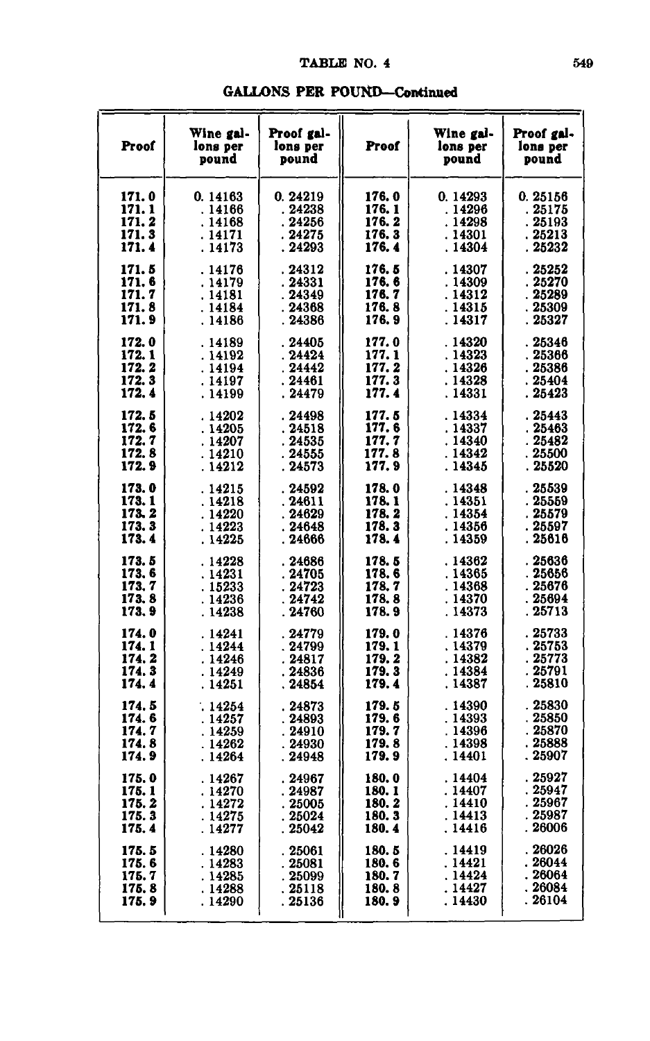## TABLE NO. 4

### GALLONS PER POUND—Continued

| Proof | Wine gallons per pound | Proof gallons per pound | Proof | Wine gallons per pound | Proof gallons per pound |
|---|---|---|---|---|---|
| 171.0 | 0.14163 | 0.24219 | 176.0 | 0.14293 | 0.25156 |
| 171.1 | .14166 | .24238 | 176.1 | .14296 | .25175 |
| 171.2 | .14168 | .24256 | 176.2 | .14298 | .25193 |
| 171.3 | .14171 | .24275 | 176.3 | .14301 | .25213 |
| 171.4 | .14173 | .24293 | 176.4 | .14304 | .25232 |
| 171.5 | .14176 | .24312 | 176.5 | .14307 | .25252 |
| 171.6 | .14179 | .24331 | 176.6 | .14309 | .25270 |
| 171.7 | .14181 | .24349 | 176.7 | .14312 | .25289 |
| 171.8 | .14184 | .24368 | 176.8 | .14315 | .25309 |
| 171.9 | .14186 | .24386 | 176.9 | .14317 | .25327 |
| 172.0 | .14189 | .24405 | 177.0 | .14320 | .25346 |
| 172.1 | .14192 | .24424 | 177.1 | .14323 | .25366 |
| 172.2 | .14194 | .24442 | 177.2 | .14326 | .25386 |
| 172.3 | .14197 | .24461 | 177.3 | .14328 | .25404 |
| 172.4 | .14199 | .24479 | 177.4 | .14331 | .25423 |
| 172.5 | .14202 | .24498 | 177.5 | .14334 | .25443 |
| 172.6 | .14205 | .24518 | 177.6 | .14337 | .25463 |
| 172.7 | .14207 | .24535 | 177.7 | .14340 | .25482 |
| 172.8 | .14210 | .24555 | 177.8 | .14342 | .25500 |
| 172.9 | .14212 | .24573 | 177.9 | .14345 | .25520 |
| 173.0 | .14215 | .24592 | 178.0 | .14348 | .25539 |
| 173.1 | .14218 | .24611 | 178.1 | .14351 | .25559 |
| 173.2 | .14220 | .24629 | 178.2 | .14354 | .25579 |
| 173.3 | .14223 | .24648 | 178.3 | .14356 | .25597 |
| 173.4 | .14225 | .24666 | 178.4 | .14359 | .25616 |
| 173.5 | .14228 | .24686 | 178.5 | .14362 | .25636 |
| 173.6 | .14231 | .24705 | 178.6 | .14365 | .25656 |
| 173.7 | .15233 | .24723 | 178.7 | .14368 | .25676 |
| 173.8 | .14236 | .24742 | 178.8 | .14370 | .25694 |
| 173.9 | .14238 | .24760 | 178.9 | .14373 | .25713 |
| 174.0 | .14241 | .24779 | 179.0 | .14376 | .25733 |
| 174.1 | .14244 | .24799 | 179.1 | .14379 | .25753 |
| 174.2 | .14246 | .24817 | 179.2 | .14382 | .25773 |
| 174.3 | .14249 | .24836 | 179.3 | .14384 | .25791 |
| 174.4 | .14251 | .24854 | 179.4 | .14387 | .25810 |
| 174.5 | .14254 | .24873 | 179.5 | .14390 | .25830 |
| 174.6 | .14257 | .24893 | 179.6 | .14393 | .25850 |
| 174.7 | .14259 | .24910 | 179.7 | .14396 | .25870 |
| 174.8 | .14262 | .24930 | 179.8 | .14398 | .25888 |
| 174.9 | .14264 | .24948 | 179.9 | .14401 | .25907 |
| 175.0 | .14267 | .24967 | 180.0 | .14404 | .25927 |
| 175.1 | .14270 | .24987 | 180.1 | .14407 | .25947 |
| 175.2 | .14272 | .25005 | 180.2 | .14410 | .25967 |
| 175.3 | .14275 | .25024 | 180.3 | .14413 | .25987 |
| 175.4 | .14277 | .25042 | 180.4 | .14416 | .26006 |
| 175.5 | .14280 | .25061 | 180.5 | .14419 | .26026 |
| 175.6 | .14283 | .25081 | 180.6 | .14421 | .26044 |
| 175.7 | .14285 | .25099 | 180.7 | .14424 | .26064 |
| 175.8 | .14288 | .25118 | 180.8 | .14427 | .26084 |
| 175.9 | .14290 | .25136 | 180.9 | .14430 | .26104 |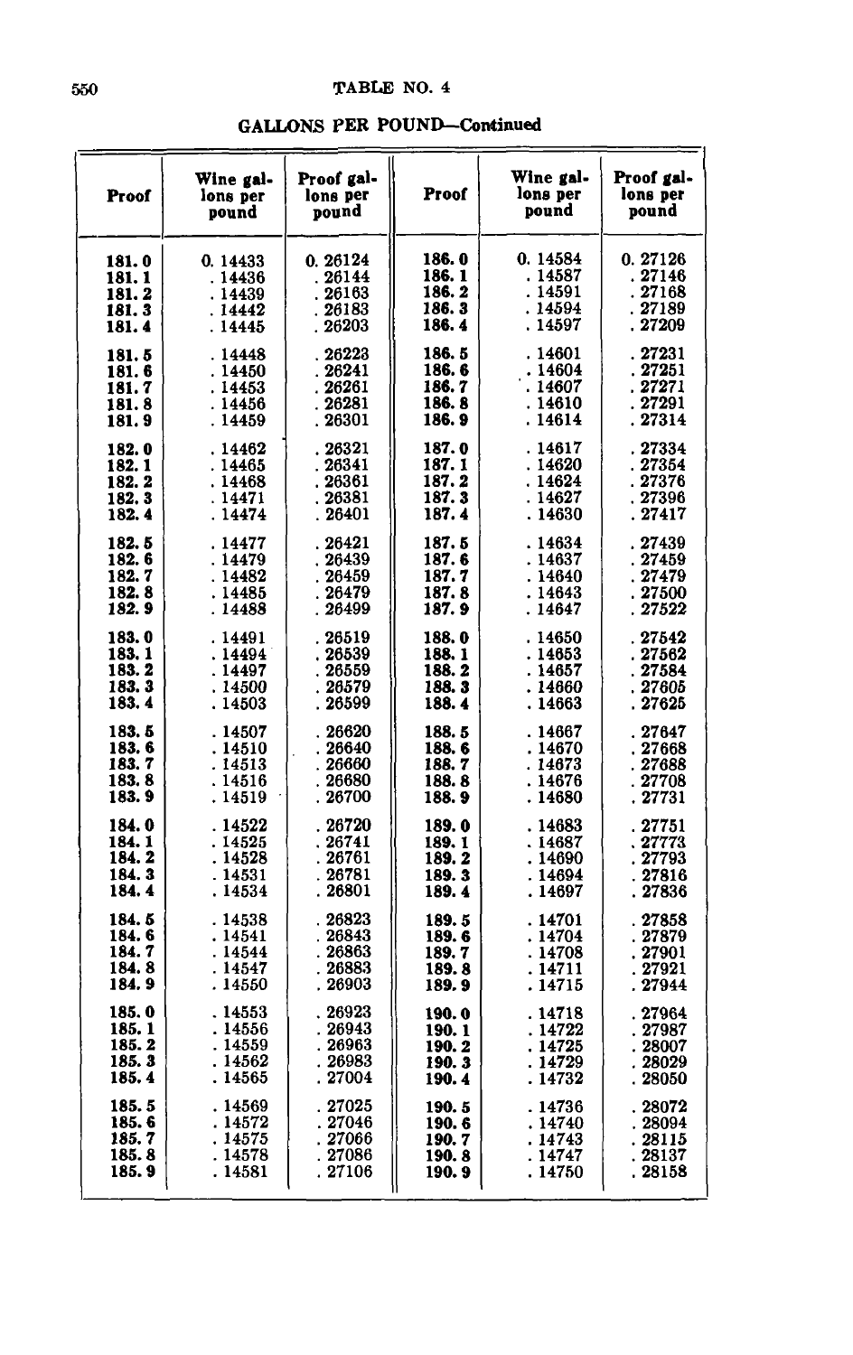## TABLE NO. 4

### GALLONS PER POUND—Continued

| Proof | Wine gallons per pound | Proof gallons per pound | Proof | Wine gallons per pound | Proof gallons per pound |
|---|---|---|---|---|---|
| 181.0 | 0.14433 | 0.26124 | 186.0 | 0.14584 | 0.27126 |
| 181.1 | .14436 | .26144 | 186.1 | .14587 | .27146 |
| 181.2 | .14439 | .26163 | 186.2 | .14591 | .27168 |
| 181.3 | .14442 | .26183 | 186.3 | .14594 | .27189 |
| 181.4 | .14445 | .26203 | 186.4 | .14597 | .27209 |
| 181.5 | .14448 | .26223 | 186.5 | .14601 | .27231 |
| 181.6 | .14450 | .26241 | 186.6 | .14604 | .27251 |
| 181.7 | .14453 | .26261 | 186.7 | .14607 | .27271 |
| 181.8 | .14456 | .26281 | 186.8 | .14610 | .27291 |
| 181.9 | .14459 | .26301 | 186.9 | .14614 | .27314 |
| 182.0 | .14462 | .26321 | 187.0 | .14617 | .27334 |
| 182.1 | .14465 | .26341 | 187.1 | .14620 | .27354 |
| 182.2 | .14468 | .26361 | 187.2 | .14624 | .27376 |
| 182.3 | .14471 | .26381 | 187.3 | .14627 | .27396 |
| 182.4 | .14474 | .26401 | 187.4 | .14630 | .27417 |
| 182.5 | .14477 | .26421 | 187.5 | .14634 | .27439 |
| 182.6 | .14479 | .26439 | 187.6 | .14637 | .27459 |
| 182.7 | .14482 | .26459 | 187.7 | .14640 | .27479 |
| 182.8 | .14485 | .26479 | 187.8 | .14643 | .27500 |
| 182.9 | .14488 | .26499 | 187.9 | .14647 | .27522 |
| 183.0 | .14491 | .26519 | 188.0 | .14650 | .27542 |
| 183.1 | .14494 | .26539 | 188.1 | .14653 | .27562 |
| 183.2 | .14497 | .26559 | 188.2 | .14657 | .27584 |
| 183.3 | .14500 | .26579 | 188.3 | .14660 | .27605 |
| 183.4 | .14503 | .26599 | 188.4 | .14663 | .27625 |
| 183.5 | .14507 | .26620 | 188.5 | .14667 | .27647 |
| 183.6 | .14510 | .26640 | 188.6 | .14670 | .27668 |
| 183.7 | .14513 | .26660 | 188.7 | .14673 | .27688 |
| 183.8 | .14516 | .26680 | 188.8 | .14676 | .27708 |
| 183.9 | .14519 | .26700 | 188.9 | .14680 | .27731 |
| 184.0 | .14522 | .26720 | 189.0 | .14683 | .27751 |
| 184.1 | .14525 | .26741 | 189.1 | .14687 | .27773 |
| 184.2 | .14528 | .26761 | 189.2 | .14690 | .27793 |
| 184.3 | .14531 | .26781 | 189.3 | .14694 | .27816 |
| 184.4 | .14534 | .26801 | 189.4 | .14697 | .27836 |
| 184.5 | .14538 | .26823 | 189.5 | .14701 | .27858 |
| 184.6 | .14541 | .26843 | 189.6 | .14704 | .27879 |
| 184.7 | .14544 | .26863 | 189.7 | .14708 | .27901 |
| 184.8 | .14547 | .26883 | 189.8 | .14711 | .27921 |
| 184.9 | .14550 | .26903 | 189.9 | .14715 | .27944 |
| 185.0 | .14553 | .26923 | 190.0 | .14718 | .27964 |
| 185.1 | .14556 | .26943 | 190.1 | .14722 | .27987 |
| 185.2 | .14559 | .26963 | 190.2 | .14725 | .28007 |
| 185.3 | .14562 | .26983 | 190.3 | .14729 | .28029 |
| 185.4 | .14565 | .27004 | 190.4 | .14732 | .28050 |
| 185.5 | .14569 | .27025 | 190.5 | .14736 | .28072 |
| 185.6 | .14572 | .27046 | 190.6 | .14740 | .28094 |
| 185.7 | .14575 | .27066 | 190.7 | .14743 | .28115 |
| 185.8 | .14578 | .27086 | 190.8 | .14747 | .28137 |
| 185.9 | .14581 | .27106 | 190.9 | .14750 | .28158 |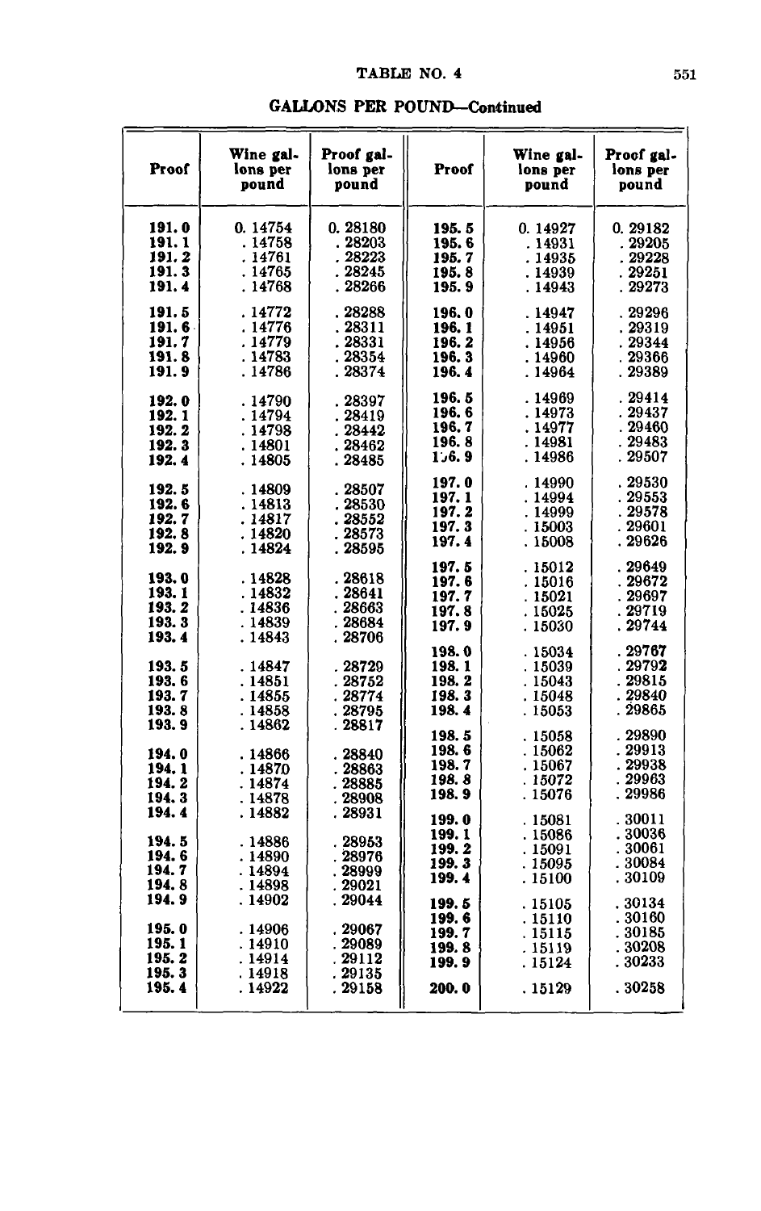## TABLE NO. 4

### GALLONS PER POUND—Continued

| Proof | Wine gallons per pound | Proof gallons per pound | Proof | Wine gallons per pound | Proof gallons per pound |
|---|---|---|---|---|---|
| 191.0 | 0.14754 | 0.28180 | 195.5 | 0.14927 | 0.29182 |
| 191.1 | .14758 | .28203 | 195.6 | .14931 | .29205 |
| 191.2 | .14761 | .28223 | 195.7 | .14935 | .29228 |
| 191.3 | .14765 | .28245 | 195.8 | .14939 | .29251 |
| 191.4 | .14768 | .28266 | 195.9 | .14943 | .29273 |
| 191.5 | .14772 | .28288 | 196.0 | .14947 | .29296 |
| 191.6 | .14776 | .28311 | 196.1 | .14951 | .29319 |
| 191.7 | .14779 | .28331 | 196.2 | .14956 | .29344 |
| 191.8 | .14783 | .28354 | 196.3 | .14960 | .29366 |
| 191.9 | .14786 | .28374 | 196.4 | .14964 | .29389 |
| 192.0 | .14790 | .28397 | 196.5 | .14969 | .29414 |
| 192.1 | .14794 | .28419 | 196.6 | .14973 | .29437 |
| 192.2 | .14798 | .28442 | 196.7 | .14977 | .29460 |
| 192.3 | .14801 | .28462 | 196.8 | .14981 | .29483 |
| 192.4 | .14805 | .28485 | 196.9 | .14986 | .29507 |
| 192.5 | .14809 | .28507 | 197.0 | .14990 | .29530 |
| 192.6 | .14813 | .28530 | 197.1 | .14994 | .29553 |
| 192.7 | .14817 | .28552 | 197.2 | .14999 | .29578 |
| 192.8 | .14820 | .28573 | 197.3 | .15003 | .29601 |
| 192.9 | .14824 | .28595 | 197.4 | .15008 | .29626 |
| 193.0 | .14828 | .28618 | 197.5 | .15012 | .29649 |
| 193.1 | .14832 | .28641 | 197.6 | .15016 | .29672 |
| 193.2 | .14836 | .28663 | 197.7 | .15021 | .29697 |
| 193.3 | .14839 | .28684 | 197.8 | .15025 | .29719 |
| 193.4 | .14843 | .28706 | 197.9 | .15030 | .29744 |
| 193.5 | .14847 | .28729 | 198.0 | .15034 | .29767 |
| 193.6 | .14851 | .28752 | 198.1 | .15039 | .29792 |
| 193.7 | .14855 | .28774 | 198.2 | .15043 | .29815 |
| 193.8 | .14858 | .28795 | 198.3 | .15048 | .29840 |
| 193.9 | .14862 | .28817 | 198.4 | .15053 | .29865 |
| 194.0 | .14866 | .28840 | 198.5 | .15058 | .29890 |
| 194.1 | .14870 | .28863 | 198.6 | .15062 | .29913 |
| 194.2 | .14874 | .28885 | 198.7 | .15067 | .29938 |
| 194.3 | .14878 | .28908 | 198.8 | .15072 | .29963 |
| 194.4 | .14882 | .28931 | 198.9 | .15076 | .29986 |
| 194.5 | .14886 | .28953 | 199.0 | .15081 | .30011 |
| 194.6 | .14890 | .28976 | 199.1 | .15086 | .30036 |
| 194.7 | .14894 | .28999 | 199.2 | .15091 | .30061 |
| 194.8 | .14898 | .29021 | 199.3 | .15095 | .30084 |
| 194.9 | .14902 | .29044 | 199.4 | .15100 | .30109 |
| 195.0 | .14906 | .29067 | 199.5 | .15105 | .30134 |
| 195.1 | .14910 | .29089 | 199.6 | .15110 | .30160 |
| 195.2 | .14914 | .29112 | 199.7 | .15115 | .30185 |
| 195.3 | .14918 | .29135 | 199.8 | .15119 | .30208 |
| 195.4 | .14922 | .29158 | 199.9 | .15124 | .30233 |
| | | | 200.0 | .15129 | .30258 |